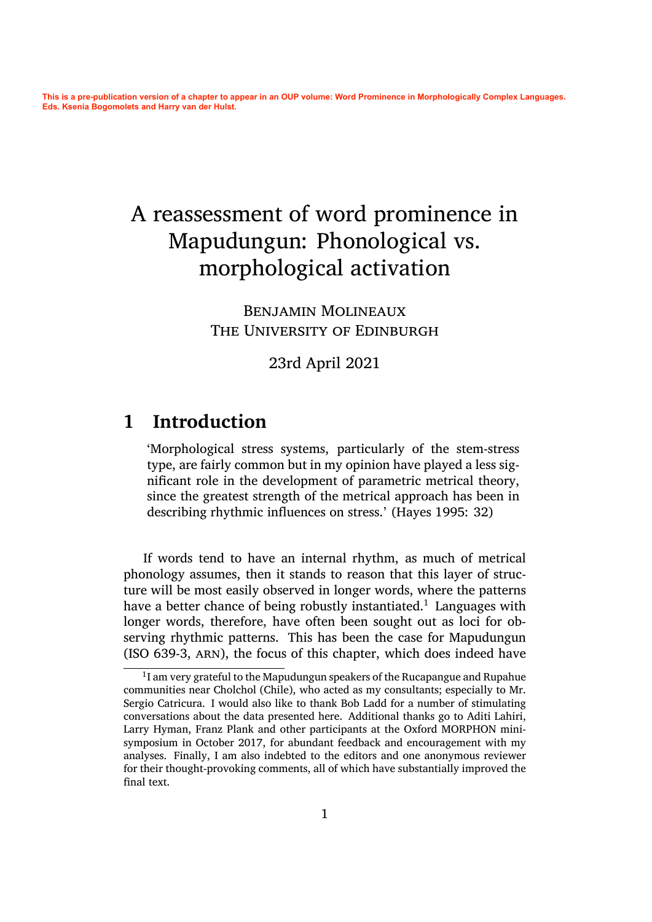**This is a pre-publication version of a chapter to appear in an OUP volume: Word Prominence in Morphologically Complex Languages. Eds. Ksenia Bogomolets and Harry van der Hulst.**

# A reassessment of word prominence in Mapudungun: Phonological vs. morphological activation

Benjamin Molineaux
The University of Edinburgh

23rd April 2021

## 1 Introduction

> 'Morphological stress systems, particularly of the stem-stress type, are fairly common but in my opinion have played a less significant role in the development of parametric metrical theory, since the greatest strength of the metrical approach has been in describing rhythmic influences on stress.' (Hayes 1995: 32)

If words tend to have an internal rhythm, as much of metrical phonology assumes, then it stands to reason that this layer of structure will be most easily observed in longer words, where the patterns have a better chance of being robustly instantiated.[1] Languages with longer words, therefore, have often been sought out as loci for observing rhythmic patterns. This has been the case for Mapudungun (ISO 639-3, ARN), the focus of this chapter, which does indeed have

[1] I am very grateful to the Mapudungun speakers of the Rucapangue and Rupahue communities near Cholchol (Chile), who acted as my consultants; especially to Mr. Sergio Catricura. I would also like to thank Bob Ladd for a number of stimulating conversations about the data presented here. Additional thanks go to Aditi Lahiri, Larry Hyman, Franz Plank and other participants at the Oxford MORPHON mini-symposium in October 2017, for abundant feedback and encouragement with my analyses. Finally, I am also indebted to the editors and one anonymous reviewer for their thought-provoking comments, all of which have substantially improved the final text.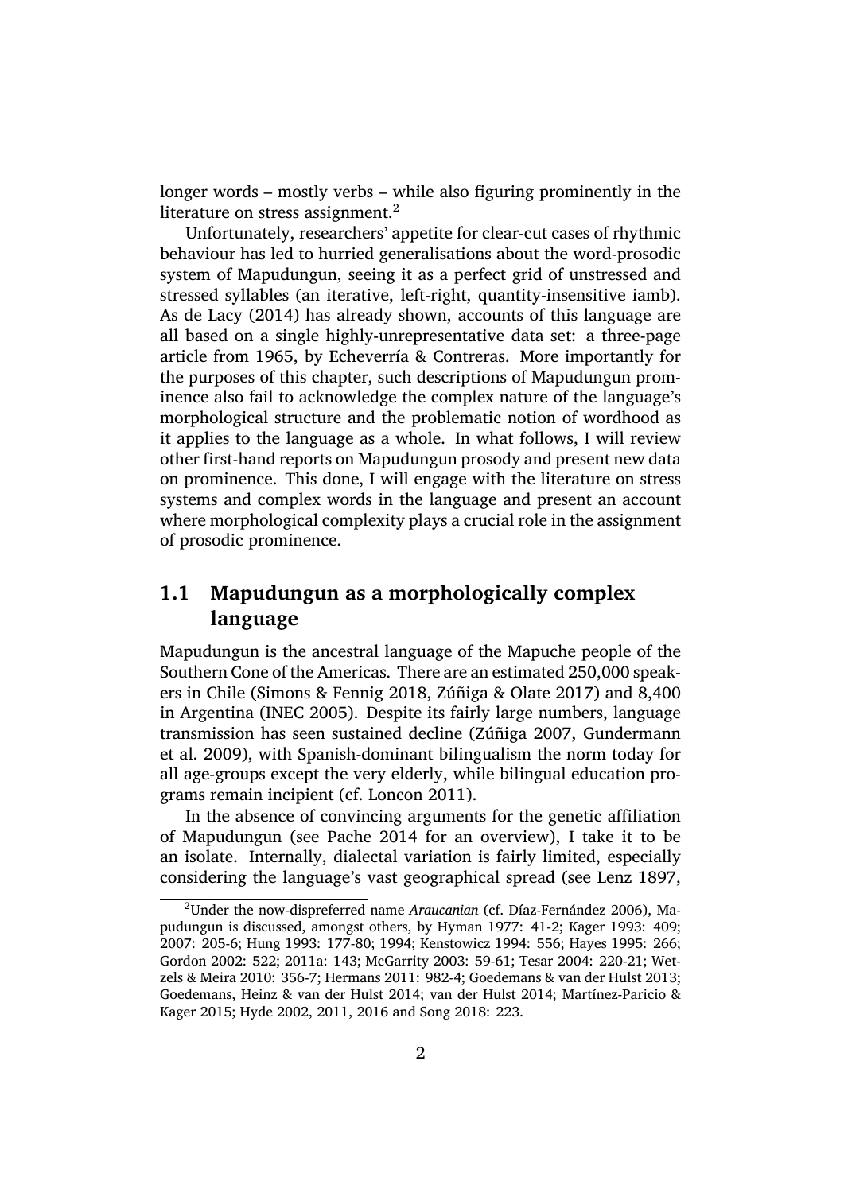longer words – mostly verbs – while also figuring prominently in the literature on stress assignment.[2]

Unfortunately, researchers' appetite for clear-cut cases of rhythmic behaviour has led to hurried generalisations about the word-prosodic system of Mapudungun, seeing it as a perfect grid of unstressed and stressed syllables (an iterative, left-right, quantity-insensitive iamb). As de Lacy (2014) has already shown, accounts of this language are all based on a single highly-unrepresentative data set: a three-page article from 1965, by Echeverría & Contreras. More importantly for the purposes of this chapter, such descriptions of Mapudungun prominence also fail to acknowledge the complex nature of the language's morphological structure and the problematic notion of wordhood as it applies to the language as a whole. In what follows, I will review other first-hand reports on Mapudungun prosody and present new data on prominence. This done, I will engage with the literature on stress systems and complex words in the language and present an account where morphological complexity plays a crucial role in the assignment of prosodic prominence.

## 1.1 Mapudungun as a morphologically complex language

Mapudungun is the ancestral language of the Mapuche people of the Southern Cone of the Americas. There are an estimated 250,000 speakers in Chile (Simons & Fennig 2018, Zúñiga & Olate 2017) and 8,400 in Argentina (INEC 2005). Despite its fairly large numbers, language transmission has seen sustained decline (Zúñiga 2007, Gundermann et al. 2009), with Spanish-dominant bilingualism the norm today for all age-groups except the very elderly, while bilingual education programs remain incipient (cf. Loncon 2011).

In the absence of convincing arguments for the genetic affiliation of Mapudungun (see Pache 2014 for an overview), I take it to be an isolate. Internally, dialectal variation is fairly limited, especially considering the language's vast geographical spread (see Lenz 1897,

---

[2] Under the now-dispreferred name *Araucanian* (cf. Díaz-Fernández 2006), Mapudungun is discussed, amongst others, by Hyman 1977: 41-2; Kager 1993: 409; 2007: 205-6; Hung 1993: 177-80; 1994; Kenstowicz 1994: 556; Hayes 1995: 266; Gordon 2002: 522; 2011a: 143; McGarrity 2003: 59-61; Tesar 2004: 220-21; Wetzels & Meira 2010: 356-7; Hermans 2011: 982-4; Goedemans & van der Hulst 2013; Goedemans, Heinz & van der Hulst 2014; van der Hulst 2014; Martínez-Paricio & Kager 2015; Hyde 2002, 2011, 2016 and Song 2018: 223.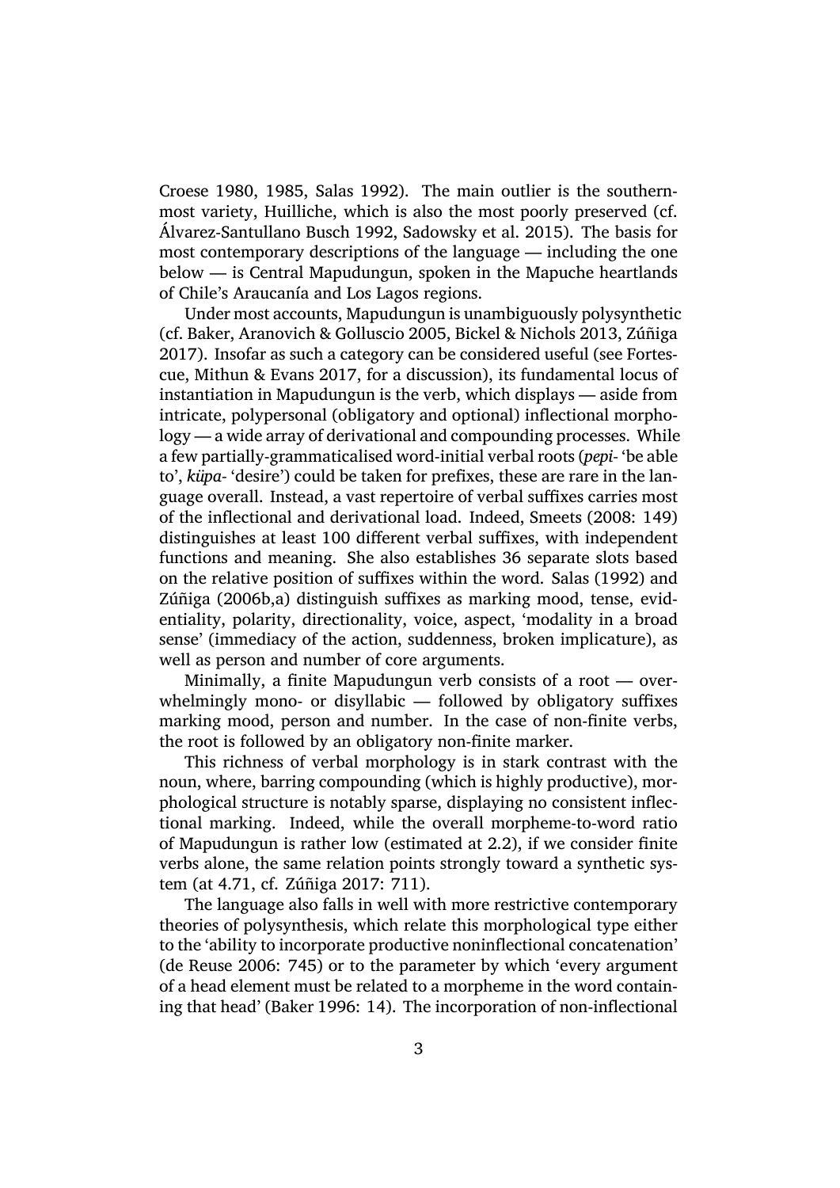Croese 1980, 1985, Salas 1992). The main outlier is the southernmost variety, Huilliche, which is also the most poorly preserved (cf. Álvarez-Santullano Busch 1992, Sadowsky et al. 2015). The basis for most contemporary descriptions of the language — including the one below — is Central Mapudungun, spoken in the Mapuche heartlands of Chile's Araucanía and Los Lagos regions.

Under most accounts, Mapudungun is unambiguously polysynthetic (cf. Baker, Aranovich & Golluscio 2005, Bickel & Nichols 2013, Zúñiga 2017). Insofar as such a category can be considered useful (see Fortescue, Mithun & Evans 2017, for a discussion), its fundamental locus of instantiation in Mapudungun is the verb, which displays — aside from intricate, polypersonal (obligatory and optional) inflectional morphology — a wide array of derivational and compounding processes. While a few partially-grammaticalised word-initial verbal roots (*pepi-* 'be able to', *küpa-* 'desire') could be taken for prefixes, these are rare in the language overall. Instead, a vast repertoire of verbal suffixes carries most of the inflectional and derivational load. Indeed, Smeets (2008: 149) distinguishes at least 100 different verbal suffixes, with independent functions and meaning. She also establishes 36 separate slots based on the relative position of suffixes within the word. Salas (1992) and Zúñiga (2006b,a) distinguish suffixes as marking mood, tense, evidentiality, polarity, directionality, voice, aspect, 'modality in a broad sense' (immediacy of the action, suddenness, broken implicature), as well as person and number of core arguments.

Minimally, a finite Mapudungun verb consists of a root — overwhelmingly mono- or disyllabic — followed by obligatory suffixes marking mood, person and number. In the case of non-finite verbs, the root is followed by an obligatory non-finite marker.

This richness of verbal morphology is in stark contrast with the noun, where, barring compounding (which is highly productive), morphological structure is notably sparse, displaying no consistent inflectional marking. Indeed, while the overall morpheme-to-word ratio of Mapudungun is rather low (estimated at 2.2), if we consider finite verbs alone, the same relation points strongly toward a synthetic system (at 4.71, cf. Zúñiga 2017: 711).

The language also falls in well with more restrictive contemporary theories of polysynthesis, which relate this morphological type either to the 'ability to incorporate productive noninflectional concatenation' (de Reuse 2006: 745) or to the parameter by which 'every argument of a head element must be related to a morpheme in the word containing that head' (Baker 1996: 14). The incorporation of non-inflectional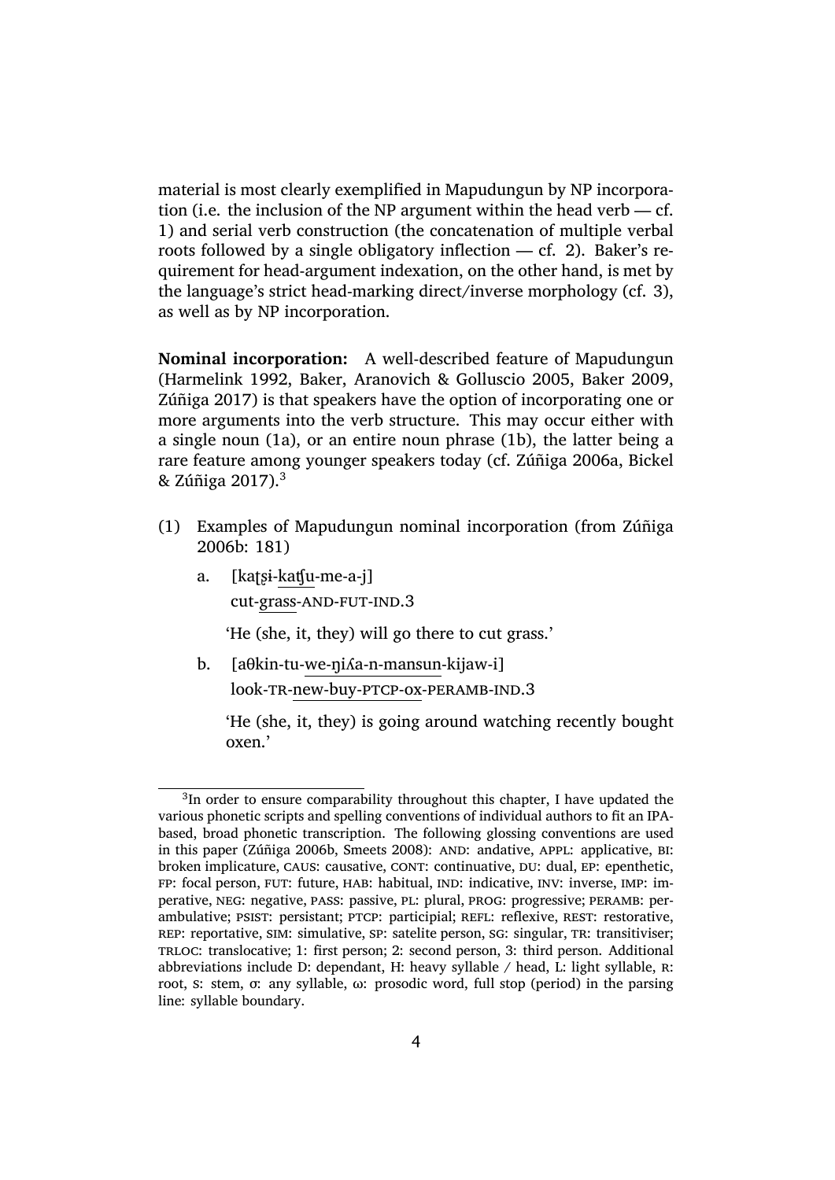material is most clearly exemplified in Mapudungun by NP incorporation (i.e. the inclusion of the NP argument within the head verb — cf. 1) and serial verb construction (the concatenation of multiple verbal roots followed by a single obligatory inflection — cf. 2). Baker's requirement for head-argument indexation, on the other hand, is met by the language's strict head-marking direct/inverse morphology (cf. 3), as well as by NP incorporation.

**Nominal incorporation:** A well-described feature of Mapudungun (Harmelink 1992, Baker, Aranovich & Golluscio 2005, Baker 2009, Zúñiga 2017) is that speakers have the option of incorporating one or more arguments into the verb structure. This may occur either with a single noun (1a), or an entire noun phrase (1b), the latter being a rare feature among younger speakers today (cf. Zúñiga 2006a, Bickel & Zúñiga 2017).[3]

(1) Examples of Mapudungun nominal incorporation (from Zúñiga 2006b: 181)

a. [kaʈʂɨ-<u>katʃu</u>-me-a-j]
   cut-<u>grass</u>-AND-FUT-IND.3
   'He (she, it, they) will go there to cut grass.'

b. [aθkin-tu-<u>we-ŋiʎa-n-mansun</u>-kijaw-i]
   look-TR-<u>new-buy-PTCP-ox</u>-PERAMB-IND.3
   'He (she, it, they) is going around watching recently bought oxen.'

[3] In order to ensure comparability throughout this chapter, I have updated the various phonetic scripts and spelling conventions of individual authors to fit an IPA-based, broad phonetic transcription. The following glossing conventions are used in this paper (Zúñiga 2006b, Smeets 2008): AND: andative, APPL: applicative, BI: broken implicature, CAUS: causative, CONT: continuative, DU: dual, EP: epenthetic, FP: focal person, FUT: future, HAB: habitual, IND: indicative, INV: inverse, IMP: imperative, NEG: negative, PASS: passive, PL: plural, PROG: progressive; PERAMB: perambulative; PSIST: persistant; PTCP: participial; REFL: reflexive, REST: restorative, REP: reportative, SIM: simulative, SP: satelite person, SG: singular, TR: transitiviser; TRLOC: translocative; 1: first person; 2: second person, 3: third person. Additional abbreviations include D: dependant, H: heavy syllable / head, L: light syllable, R: root, S: stem, σ: any syllable, ω: prosodic word, full stop (period) in the parsing line: syllable boundary.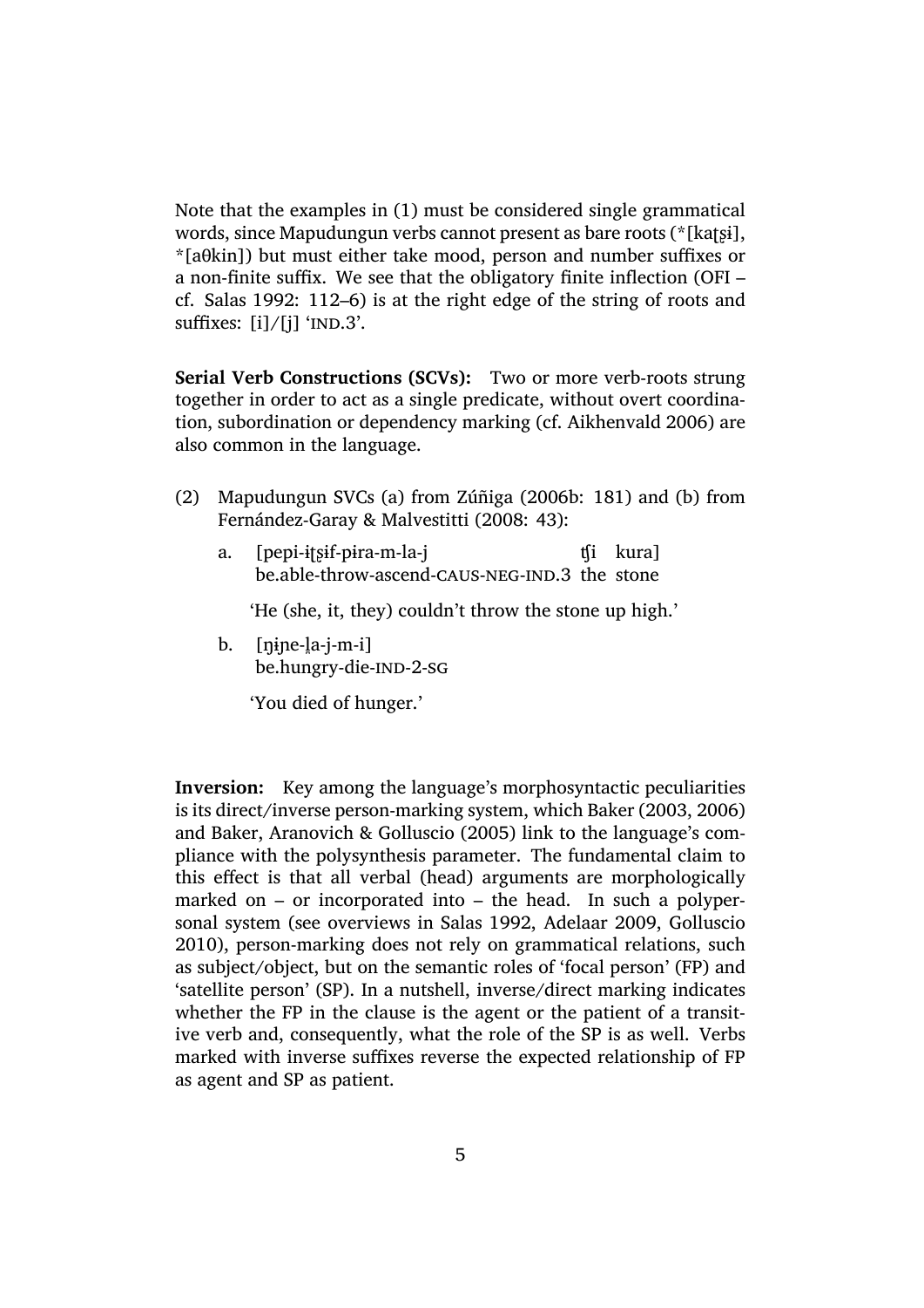Note that the examples in (1) must be considered single grammatical words, since Mapudungun verbs cannot present as bare roots (*[kaʈʂɨ], *[aθkin]) but must either take mood, person and number suffixes or a non-finite suffix. We see that the obligatory finite inflection (OFI – cf. Salas 1992: 112–6) is at the right edge of the string of roots and suffixes: [i]/[j] 'IND.3'.

**Serial Verb Constructions (SCVs):** Two or more verb-roots strung together in order to act as a single predicate, without overt coordination, subordination or dependency marking (cf. Aikhenvald 2006) are also common in the language.

(2) Mapudungun SVCs (a) from Zúñiga (2006b: 181) and (b) from Fernández-Garay & Malvestitti (2008: 43):

a. [pepi-iʈʂɨf-pɨra-m-la-j ʧi kura]
   be.able-throw-ascend-CAUS-NEG-IND.3 the stone

   'He (she, it, they) couldn't throw the stone up high.'

b. [ŋɨɲe-l̥a-j-m-i]
   be.hungry-die-IND-2-SG

   'You died of hunger.'

**Inversion:** Key among the language's morphosyntactic peculiarities is its direct/inverse person-marking system, which Baker (2003, 2006) and Baker, Aranovich & Golluscio (2005) link to the language's compliance with the polysynthesis parameter. The fundamental claim to this effect is that all verbal (head) arguments are morphologically marked on – or incorporated into – the head. In such a polypersonal system (see overviews in Salas 1992, Adelaar 2009, Golluscio 2010), person-marking does not rely on grammatical relations, such as subject/object, but on the semantic roles of 'focal person' (FP) and 'satellite person' (SP). In a nutshell, inverse/direct marking indicates whether the FP in the clause is the agent or the patient of a transitive verb and, consequently, what the role of the SP is as well. Verbs marked with inverse suffixes reverse the expected relationship of FP as agent and SP as patient.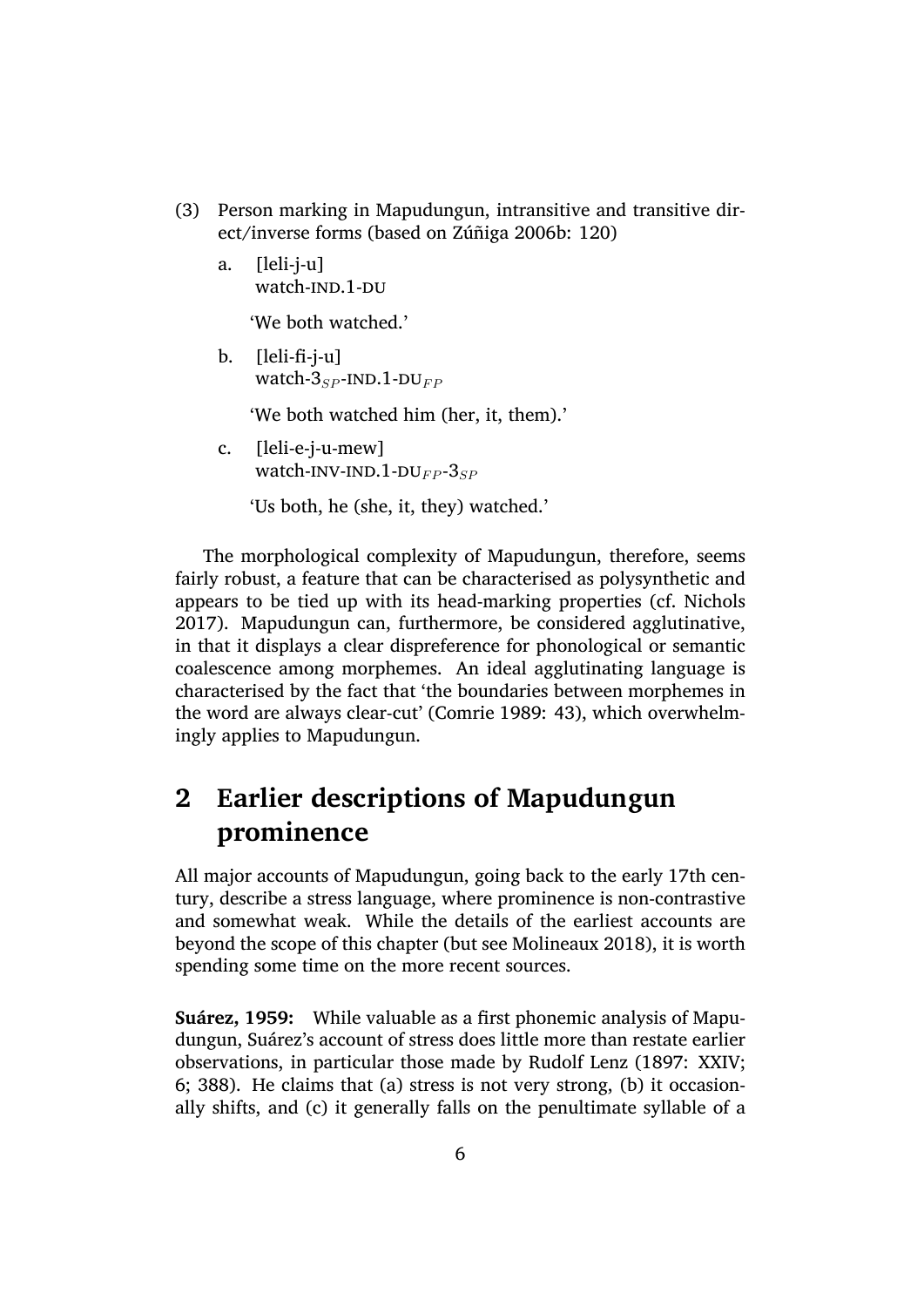(3) Person marking in Mapudungun, intransitive and transitive direct/inverse forms (based on Zúñiga 2006b: 120)

a. [leli-j-u]  
watch-IND.1-DU

'We both watched.'

b. [leli-fi-j-u]  
watch-$3_{SP}$-IND.1-$\text{DU}_{FP}$

'We both watched him (her, it, them).'

c. [leli-e-j-u-mew]  
watch-INV-IND.1-$\text{DU}_{FP}$-$3_{SP}$

'Us both, he (she, it, they) watched.'

The morphological complexity of Mapudungun, therefore, seems fairly robust, a feature that can be characterised as polysynthetic and appears to be tied up with its head-marking properties (cf. Nichols 2017). Mapudungun can, furthermore, be considered agglutinative, in that it displays a clear dispreference for phonological or semantic coalescence among morphemes. An ideal agglutinating language is characterised by the fact that 'the boundaries between morphemes in the word are always clear-cut' (Comrie 1989: 43), which overwhelmingly applies to Mapudungun.

## 2 Earlier descriptions of Mapudungun prominence

All major accounts of Mapudungun, going back to the early 17th century, describe a stress language, where prominence is non-contrastive and somewhat weak. While the details of the earliest accounts are beyond the scope of this chapter (but see Molineaux 2018), it is worth spending some time on the more recent sources.

**Suárez, 1959:** While valuable as a first phonemic analysis of Mapudungun, Suárez's account of stress does little more than restate earlier observations, in particular those made by Rudolf Lenz (1897: XXIV; 6; 388). He claims that (a) stress is not very strong, (b) it occasionally shifts, and (c) it generally falls on the penultimate syllable of a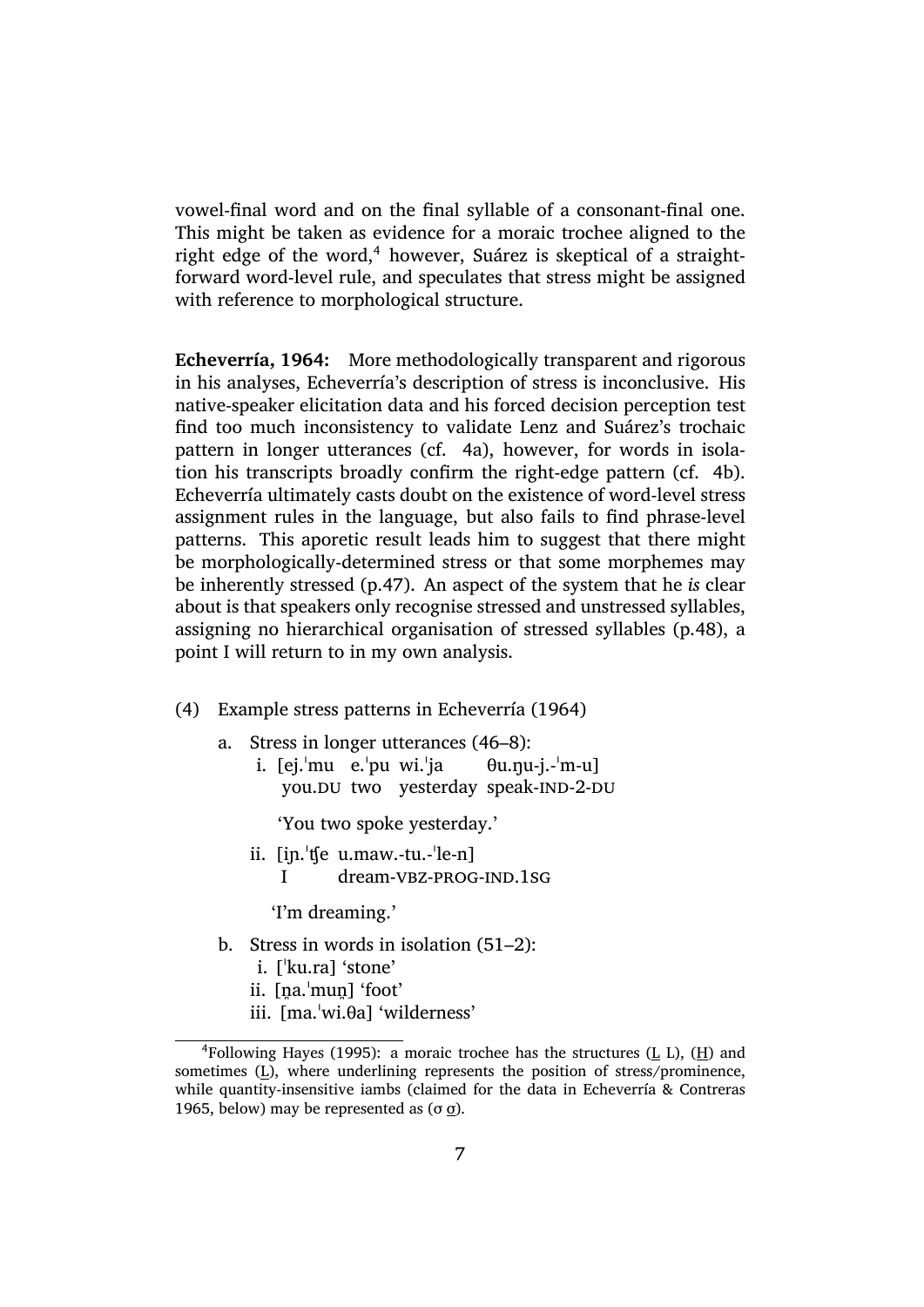vowel-final word and on the final syllable of a consonant-final one. This might be taken as evidence for a moraic trochee aligned to the right edge of the word,[4] however, Suárez is skeptical of a straightforward word-level rule, and speculates that stress might be assigned with reference to morphological structure.

**Echeverría, 1964:** More methodologically transparent and rigorous in his analyses, Echeverría's description of stress is inconclusive. His native-speaker elicitation data and his forced decision perception test find too much inconsistency to validate Lenz and Suárez's trochaic pattern in longer utterances (cf. 4a), however, for words in isolation his transcripts broadly confirm the right-edge pattern (cf. 4b). Echeverría ultimately casts doubt on the existence of word-level stress assignment rules in the language, but also fails to find phrase-level patterns. This aporetic result leads him to suggest that there might be morphologically-determined stress or that some morphemes may be inherently stressed (p.47). An aspect of the system that he *is* clear about is that speakers only recognise stressed and unstressed syllables, assigning no hierarchical organisation of stressed syllables (p.48), a point I will return to in my own analysis.

(4) Example stress patterns in Echeverría (1964)

a. Stress in longer utterances (46–8):

i. [ej.ˈmu e.ˈpu wi.ˈja θu.ŋu-j.-ˈm-u]
   you.DU two yesterday speak-IND-2-DU

   'You two spoke yesterday.'

ii. [iɲ.ˈʧe u.maw.-tu.-ˈle-n]
    I dream-VBZ-PROG-IND.1SG

    'I'm dreaming.'

b. Stress in words in isolation (51–2):

i. [ˈku.ra] 'stone'
ii. [n̪a.ˈmun̪] 'foot'
iii. [ma.ˈwi.θa] 'wilderness'

---

[4] Following Hayes (1995): a moraic trochee has the structures (L̲ L), (H̲) and sometimes (L̲), where underlining represents the position of stress/prominence, while quantity-insensitive iambs (claimed for the data in Echeverría & Contreras 1965, below) may be represented as (σ σ̲).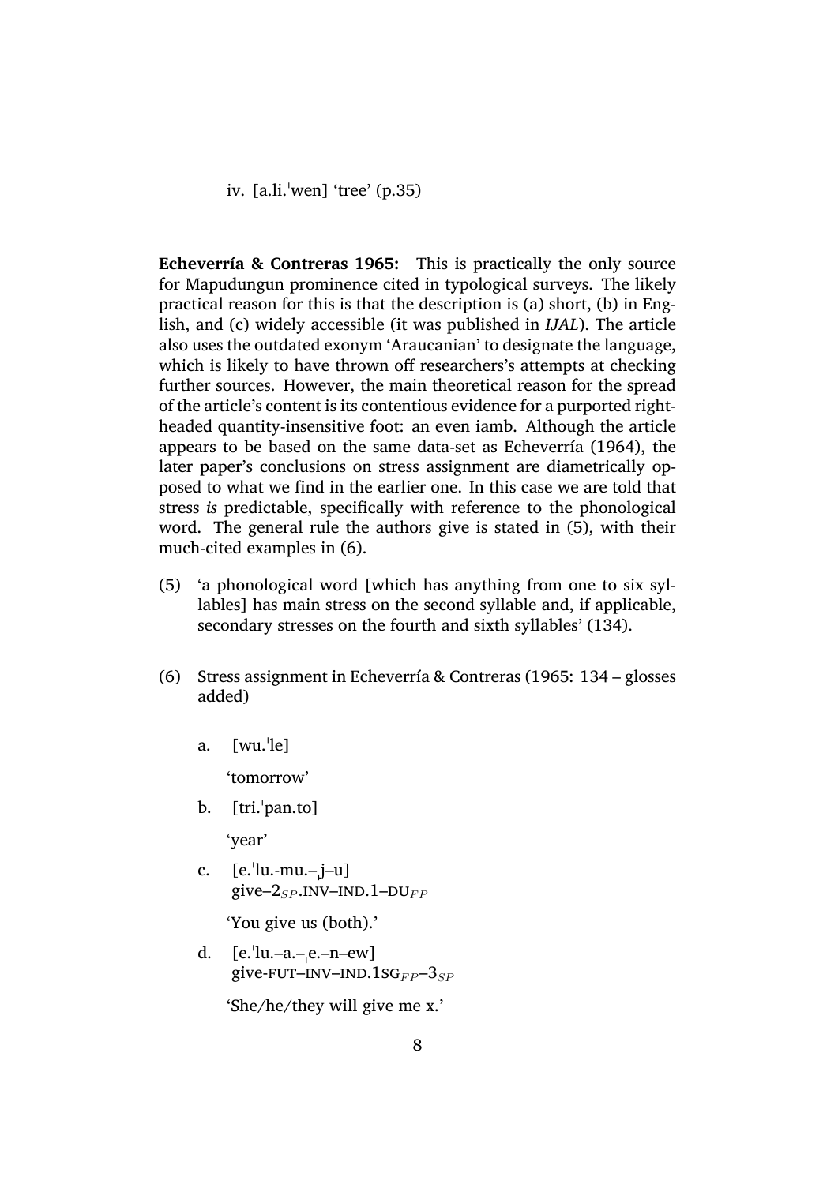iv. [a.li.ˈwen] ‘tree’ (p.35)

**Echeverría & Contreras 1965:** This is practically the only source for Mapudungun prominence cited in typological surveys. The likely practical reason for this is that the description is (a) short, (b) in English, and (c) widely accessible (it was published in *IJAL*). The article also uses the outdated exonym ‘Araucanian’ to designate the language, which is likely to have thrown off researchers's attempts at checking further sources. However, the main theoretical reason for the spread of the article's content is its contentious evidence for a purported right-headed quantity-insensitive foot: an even iamb. Although the article appears to be based on the same data-set as Echeverría (1964), the later paper's conclusions on stress assignment are diametrically opposed to what we find in the earlier one. In this case we are told that stress *is* predictable, specifically with reference to the phonological word. The general rule the authors give is stated in (5), with their much-cited examples in (6).

(5) ‘a phonological word [which has anything from one to six syllables] has main stress on the second syllable and, if applicable, secondary stresses on the fourth and sixth syllables’ (134).

(6) Stress assignment in Echeverría & Contreras (1965: 134 – glosses added)

a. [wu.ˈle]

   ‘tomorrow’

b. [tri.ˈpan.to]

   ‘year’

c. [e.ˈlu.-mu.–ˌj–u]
   give–$2_{SP}$.INV–IND.1–$DU_{FP}$

   ‘You give us (both).’

d. [e.ˈlu.–a.–ˌe.–n–ew]
   give-FUT–INV–IND.$1SG_{FP}$–$3_{SP}$

   ‘She/he/they will give me x.’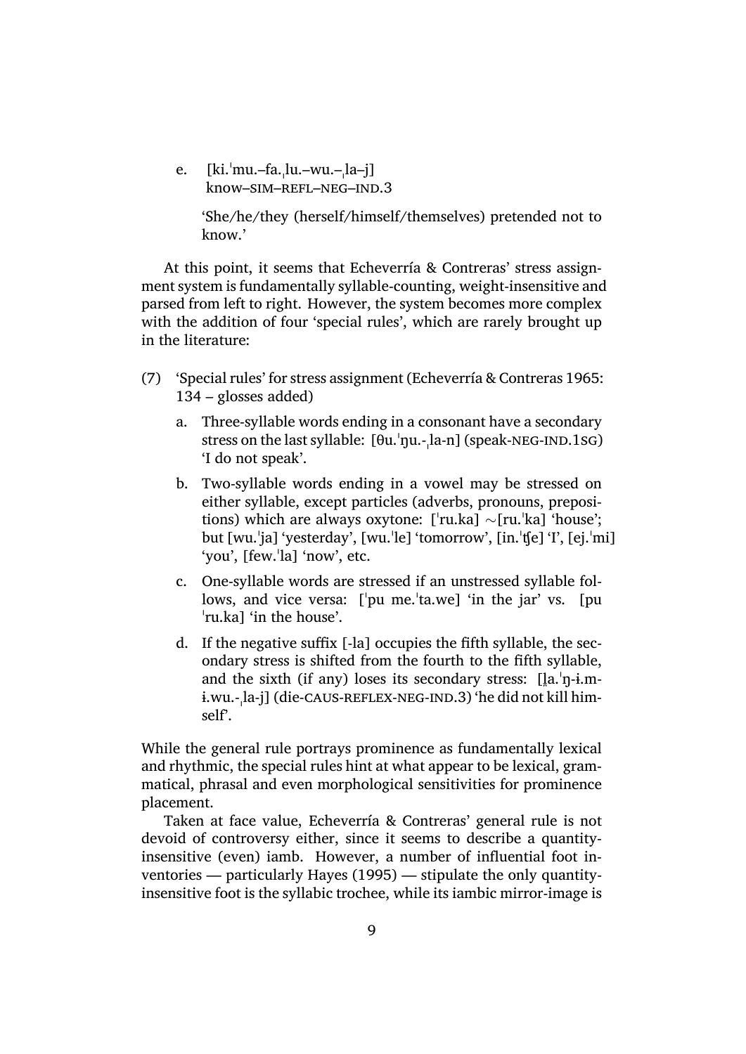e. [ki.ˈmu.–fa.ˌlu.–wu.–ˌla–j]
   know–SIM–REFL–NEG–IND.3

   'She/he/they (herself/himself/themselves) pretended not to know.'

At this point, it seems that Echeverría & Contreras' stress assignment system is fundamentally syllable-counting, weight-insensitive and parsed from left to right. However, the system becomes more complex with the addition of four 'special rules', which are rarely brought up in the literature:

(7) 'Special rules' for stress assignment (Echeverría & Contreras 1965: 134 – glosses added)

a. Three-syllable words ending in a consonant have a secondary stress on the last syllable: [θu.ˈŋu.-ˌla-n] (speak-NEG-IND.1SG) 'I do not speak'.

b. Two-syllable words ending in a vowel may be stressed on either syllable, except particles (adverbs, pronouns, prepositions) which are always oxytone: [ˈru.ka] ∼[ru.ˈka] 'house'; but [wu.ˈja] 'yesterday', [wu.ˈle] 'tomorrow', [in.ˈtʃe] 'I', [ej.ˈmi] 'you', [few.ˈla] 'now', etc.

c. One-syllable words are stressed if an unstressed syllable follows, and vice versa: [ˈpu me.ˈta.we] 'in the jar' vs. [pu ˈru.ka] 'in the house'.

d. If the negative suffix [-la] occupies the fifth syllable, the secondary stress is shifted from the fourth to the fifth syllable, and the sixth (if any) loses its secondary stress: [l̥a.ˈŋ-ɨ.m-ɨ.wu.-ˌla-j] (die-CAUS-REFLEX-NEG-IND.3) 'he did not kill himself'.

While the general rule portrays prominence as fundamentally lexical and rhythmic, the special rules hint at what appear to be lexical, grammatical, phrasal and even morphological sensitivities for prominence placement.

Taken at face value, Echeverría & Contreras' general rule is not devoid of controversy either, since it seems to describe a quantity-insensitive (even) iamb. However, a number of influential foot inventories — particularly Hayes (1995) — stipulate the only quantity-insensitive foot is the syllabic trochee, while its iambic mirror-image is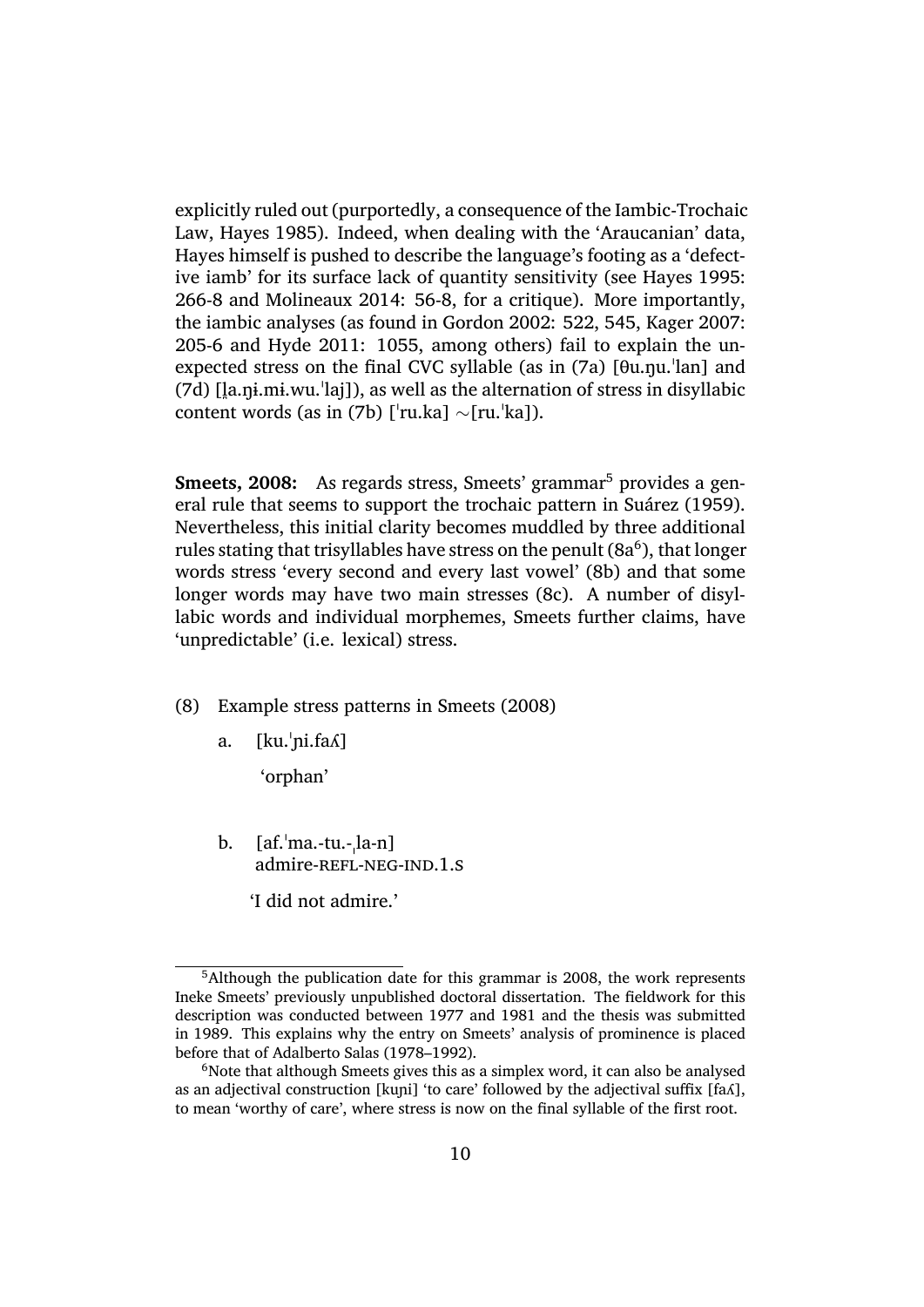explicitly ruled out (purportedly, a consequence of the Iambic-Trochaic Law, Hayes 1985). Indeed, when dealing with the 'Araucanian' data, Hayes himself is pushed to describe the language's footing as a 'defective iamb' for its surface lack of quantity sensitivity (see Hayes 1995: 266-8 and Molineaux 2014: 56-8, for a critique). More importantly, the iambic analyses (as found in Gordon 2002: 522, 545, Kager 2007: 205-6 and Hyde 2011: 1055, among others) fail to explain the unexpected stress on the final CVC syllable (as in (7a) [θu.ŋu.ˈlan] and (7d) [l̪a.ŋɨ.mɨ.wu.ˈlaj]), as well as the alternation of stress in disyllabic content words (as in (7b) [ˈru.ka] ∼[ru.ˈka]).

**Smeets, 2008:** As regards stress, Smeets' grammar[5] provides a general rule that seems to support the trochaic pattern in Suárez (1959). Nevertheless, this initial clarity becomes muddled by three additional rules stating that trisyllables have stress on the penult (8a[6]), that longer words stress 'every second and every last vowel' (8b) and that some longer words may have two main stresses (8c). A number of disyllabic words and individual morphemes, Smeets further claims, have 'unpredictable' (i.e. lexical) stress.

(8) Example stress patterns in Smeets (2008)

a. [ku.ˈɲi.faʎ]
   'orphan'

b. [af.ˈma.-tu.-ˌla-n]
   admire-REFL-NEG-IND.1.S
   'I did not admire.'

---

[5] Although the publication date for this grammar is 2008, the work represents Ineke Smeets' previously unpublished doctoral dissertation. The fieldwork for this description was conducted between 1977 and 1981 and the thesis was submitted in 1989. This explains why the entry on Smeets' analysis of prominence is placed before that of Adalberto Salas (1978–1992).

[6] Note that although Smeets gives this as a simplex word, it can also be analysed as an adjectival construction [kuɲi] 'to care' followed by the adjectival suffix [faʎ], to mean 'worthy of care', where stress is now on the final syllable of the first root.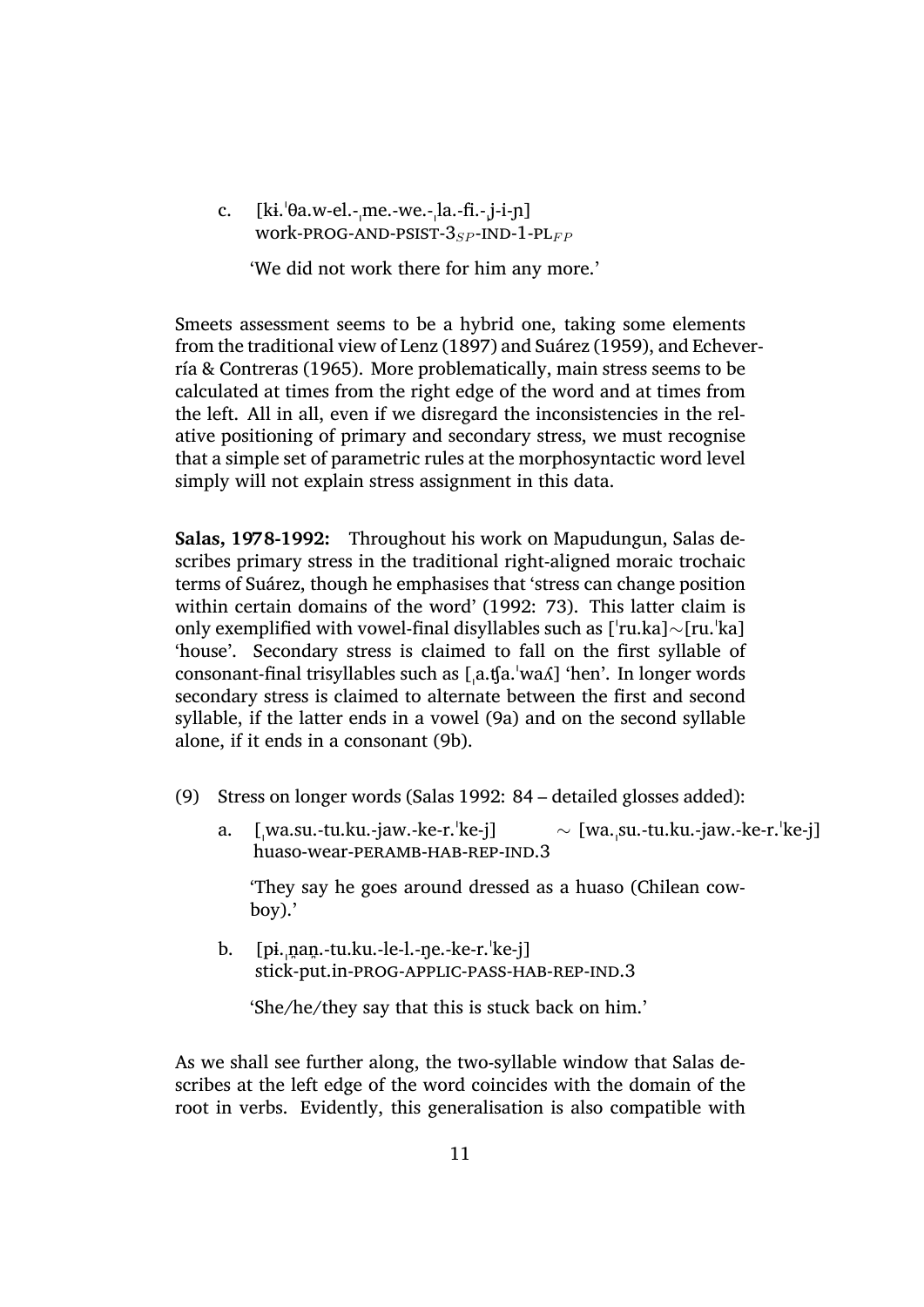c. [kɨ.ˈθa.w-el.-ˌme.-we.-ˌla.-fi.-ˌj-i-ɲ]
 work-PROG-AND-PSIST-$3_{SP}$-IND-1-$\text{PL}_{FP}$

 'We did not work there for him any more.'

Smeets assessment seems to be a hybrid one, taking some elements from the traditional view of Lenz (1897) and Suárez (1959), and Echeverría & Contreras (1965). More problematically, main stress seems to be calculated at times from the right edge of the word and at times from the left. All in all, even if we disregard the inconsistencies in the relative positioning of primary and secondary stress, we must recognise that a simple set of parametric rules at the morphosyntactic word level simply will not explain stress assignment in this data.

**Salas, 1978-1992:** Throughout his work on Mapudungun, Salas describes primary stress in the traditional right-aligned moraic trochaic terms of Suárez, though he emphasises that 'stress can change position within certain domains of the word' (1992: 73). This latter claim is only exemplified with vowel-final disyllables such as [ˈru.ka]∼[ru.ˈka] 'house'. Secondary stress is claimed to fall on the first syllable of consonant-final trisyllables such as [ˌa.ʧa.ˈwaʎ] 'hen'. In longer words secondary stress is claimed to alternate between the first and second syllable, if the latter ends in a vowel (9a) and on the second syllable alone, if it ends in a consonant (9b).

(9) Stress on longer words (Salas 1992: 84 – detailed glosses added):

a. [ˌwa.su.-tu.ku.-jaw.-ke-r.ˈke-j] ∼ [wa.ˌsu.-tu.ku.-jaw.-ke-r.ˈke-j]
 huaso-wear-PERAMB-HAB-REP-IND.3

 'They say he goes around dressed as a huaso (Chilean cowboy).'

b. [pɨ.ˌn̪an̪.-tu.ku.-le-l.-ŋe.-ke-r.ˈke-j]
 stick-put.in-PROG-APPLIC-PASS-HAB-REP-IND.3

 'She/he/they say that this is stuck back on him.'

As we shall see further along, the two-syllable window that Salas describes at the left edge of the word coincides with the domain of the root in verbs. Evidently, this generalisation is also compatible with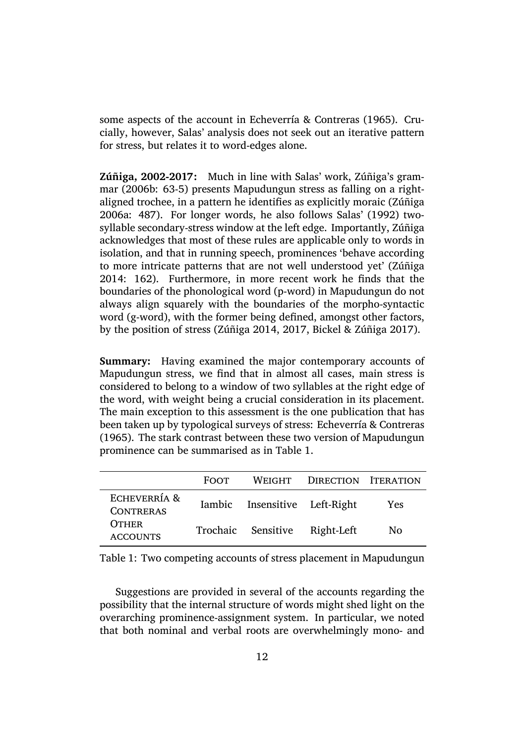some aspects of the account in Echeverría & Contreras (1965). Crucially, however, Salas' analysis does not seek out an iterative pattern for stress, but relates it to word-edges alone.

**Zúñiga, 2002-2017:** Much in line with Salas' work, Zúñiga's grammar (2006b: 63-5) presents Mapudungun stress as falling on a right-aligned trochee, in a pattern he identifies as explicitly moraic (Zúñiga 2006a: 487). For longer words, he also follows Salas' (1992) two-syllable secondary-stress window at the left edge. Importantly, Zúñiga acknowledges that most of these rules are applicable only to words in isolation, and that in running speech, prominences 'behave according to more intricate patterns that are not well understood yet' (Zúñiga 2014: 162). Furthermore, in more recent work he finds that the boundaries of the phonological word (p-word) in Mapudungun do not always align squarely with the boundaries of the morpho-syntactic word (g-word), with the former being defined, amongst other factors, by the position of stress (Zúñiga 2014, 2017, Bickel & Zúñiga 2017).

**Summary:** Having examined the major contemporary accounts of Mapudungun stress, we find that in almost all cases, main stress is considered to belong to a window of two syllables at the right edge of the word, with weight being a crucial consideration in its placement. The main exception to this assessment is the one publication that has been taken up by typological surveys of stress: Echeverría & Contreras (1965). The stark contrast between these two version of Mapudungun prominence can be summarised as in Table 1.

| | Foot | Weight | Direction | Iteration |
|---|---|---|---|---|
| Echeverría & Contreras | Iambic | Insensitive | Left-Right | Yes |
| Other accounts | Trochaic | Sensitive | Right-Left | No |

Table 1: Two competing accounts of stress placement in Mapudungun

Suggestions are provided in several of the accounts regarding the possibility that the internal structure of words might shed light on the overarching prominence-assignment system. In particular, we noted that both nominal and verbal roots are overwhelmingly mono- and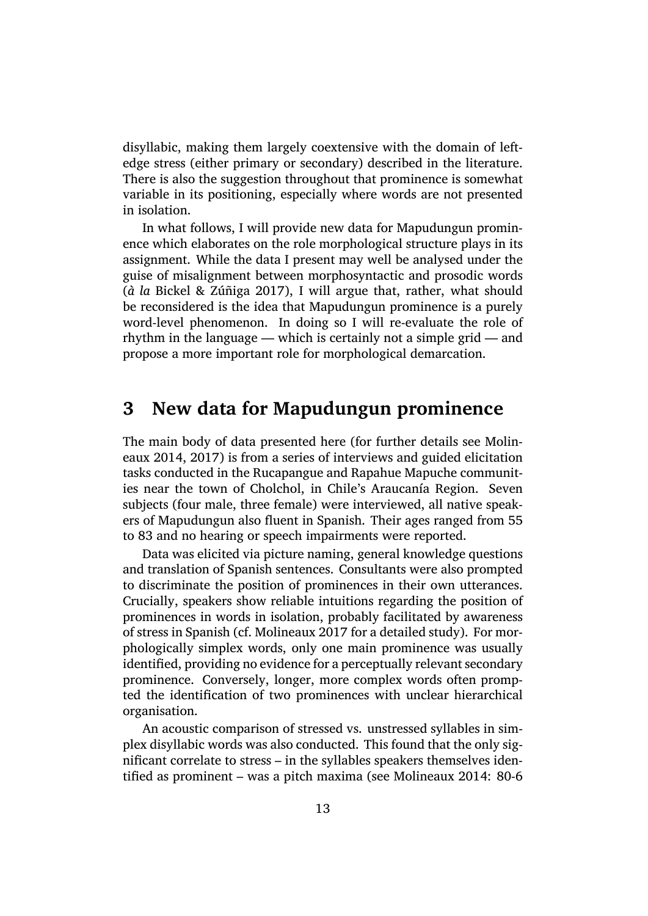disyllabic, making them largely coextensive with the domain of left-edge stress (either primary or secondary) described in the literature. There is also the suggestion throughout that prominence is somewhat variable in its positioning, especially where words are not presented in isolation.

In what follows, I will provide new data for Mapudungun prominence which elaborates on the role morphological structure plays in its assignment. While the data I present may well be analysed under the guise of misalignment between morphosyntactic and prosodic words (*à la* Bickel & Zúñiga 2017), I will argue that, rather, what should be reconsidered is the idea that Mapudungun prominence is a purely word-level phenomenon. In doing so I will re-evaluate the role of rhythm in the language — which is certainly not a simple grid — and propose a more important role for morphological demarcation.

## 3 New data for Mapudungun prominence

The main body of data presented here (for further details see Molineaux 2014, 2017) is from a series of interviews and guided elicitation tasks conducted in the Rucapangue and Rapahue Mapuche communities near the town of Cholchol, in Chile's Araucanía Region. Seven subjects (four male, three female) were interviewed, all native speakers of Mapudungun also fluent in Spanish. Their ages ranged from 55 to 83 and no hearing or speech impairments were reported.

Data was elicited via picture naming, general knowledge questions and translation of Spanish sentences. Consultants were also prompted to discriminate the position of prominences in their own utterances. Crucially, speakers show reliable intuitions regarding the position of prominences in words in isolation, probably facilitated by awareness of stress in Spanish (cf. Molineaux 2017 for a detailed study). For morphologically simplex words, only one main prominence was usually identified, providing no evidence for a perceptually relevant secondary prominence. Conversely, longer, more complex words often prompted the identification of two prominences with unclear hierarchical organisation.

An acoustic comparison of stressed vs. unstressed syllables in simplex disyllabic words was also conducted. This found that the only significant correlate to stress – in the syllables speakers themselves identified as prominent – was a pitch maxima (see Molineaux 2014: 80-6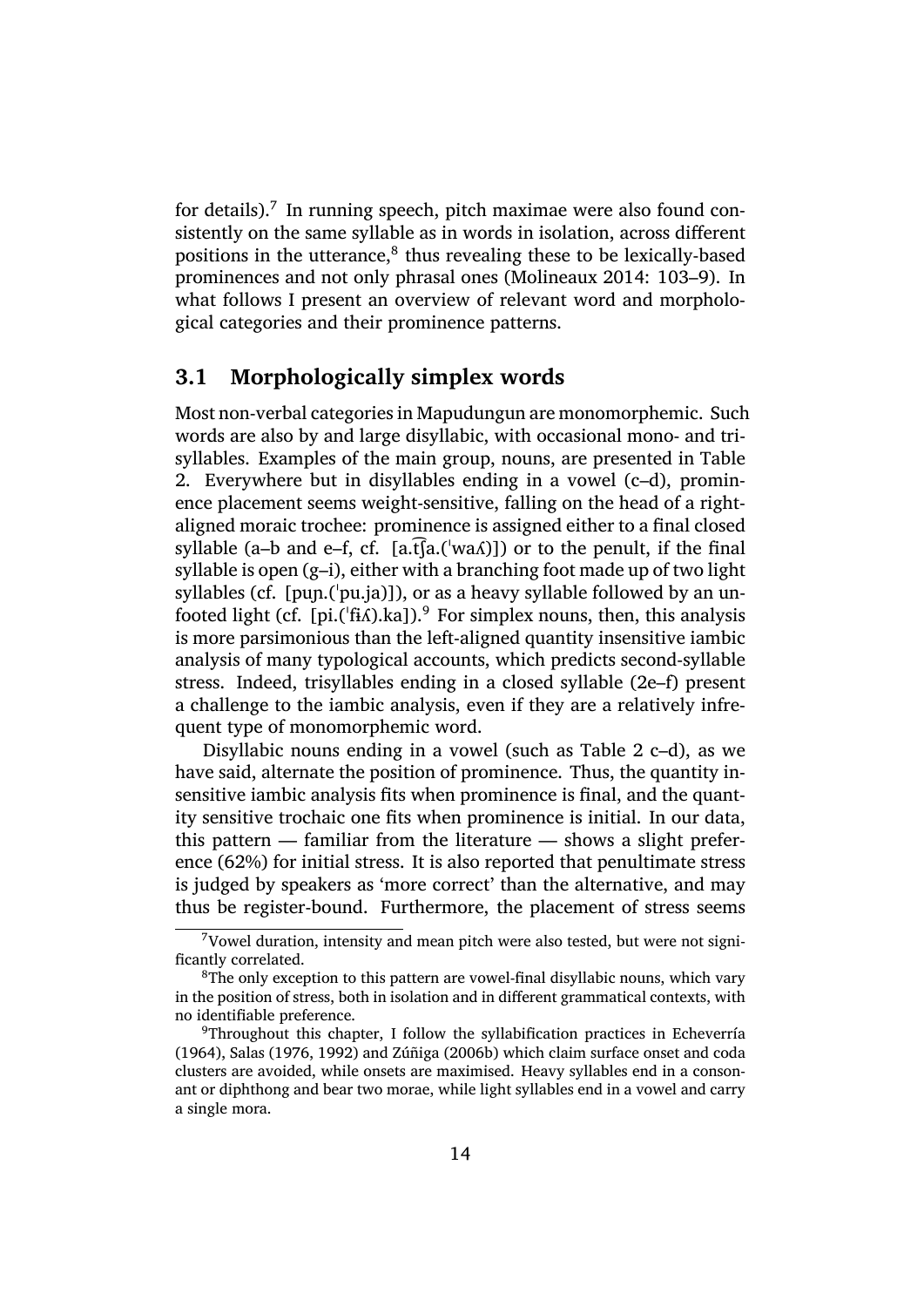for details).[7] In running speech, pitch maximae were also found consistently on the same syllable as in words in isolation, across different positions in the utterance,[8] thus revealing these to be lexically-based prominences and not only phrasal ones (Molineaux 2014: 103–9). In what follows I present an overview of relevant word and morphological categories and their prominence patterns.

## 3.1 Morphologically simplex words

Most non-verbal categories in Mapudungun are monomorphemic. Such words are also by and large disyllabic, with occasional mono- and trisyllables. Examples of the main group, nouns, are presented in Table 2. Everywhere but in disyllables ending in a vowel (c–d), prominence placement seems weight-sensitive, falling on the head of a right-aligned moraic trochee: prominence is assigned either to a final closed syllable (a–b and e–f, cf. [a.t͡ʃa.(ˈwaʎ)]) or to the penult, if the final syllable is open (g–i), either with a branching foot made up of two light syllables (cf. [puɲ.(ˈpu.ja)]), or as a heavy syllable followed by an unfooted light (cf. [pi.(ˈfɨʎ).ka]).[9] For simplex nouns, then, this analysis is more parsimonious than the left-aligned quantity insensitive iambic analysis of many typological accounts, which predicts second-syllable stress. Indeed, trisyllables ending in a closed syllable (2e–f) present a challenge to the iambic analysis, even if they are a relatively infrequent type of monomorphemic word.

Disyllabic nouns ending in a vowel (such as Table 2 c–d), as we have said, alternate the position of prominence. Thus, the quantity insensitive iambic analysis fits when prominence is final, and the quantity sensitive trochaic one fits when prominence is initial. In our data, this pattern — familiar from the literature — shows a slight preference (62%) for initial stress. It is also reported that penultimate stress is judged by speakers as 'more correct' than the alternative, and may thus be register-bound. Furthermore, the placement of stress seems

---

[7] Vowel duration, intensity and mean pitch were also tested, but were not significantly correlated.

[8] The only exception to this pattern are vowel-final disyllabic nouns, which vary in the position of stress, both in isolation and in different grammatical contexts, with no identifiable preference.

[9] Throughout this chapter, I follow the syllabification practices in Echeverría (1964), Salas (1976, 1992) and Zúñiga (2006b) which claim surface onset and coda clusters are avoided, while onsets are maximised. Heavy syllables end in a consonant or diphthong and bear two morae, while light syllables end in a vowel and carry a single mora.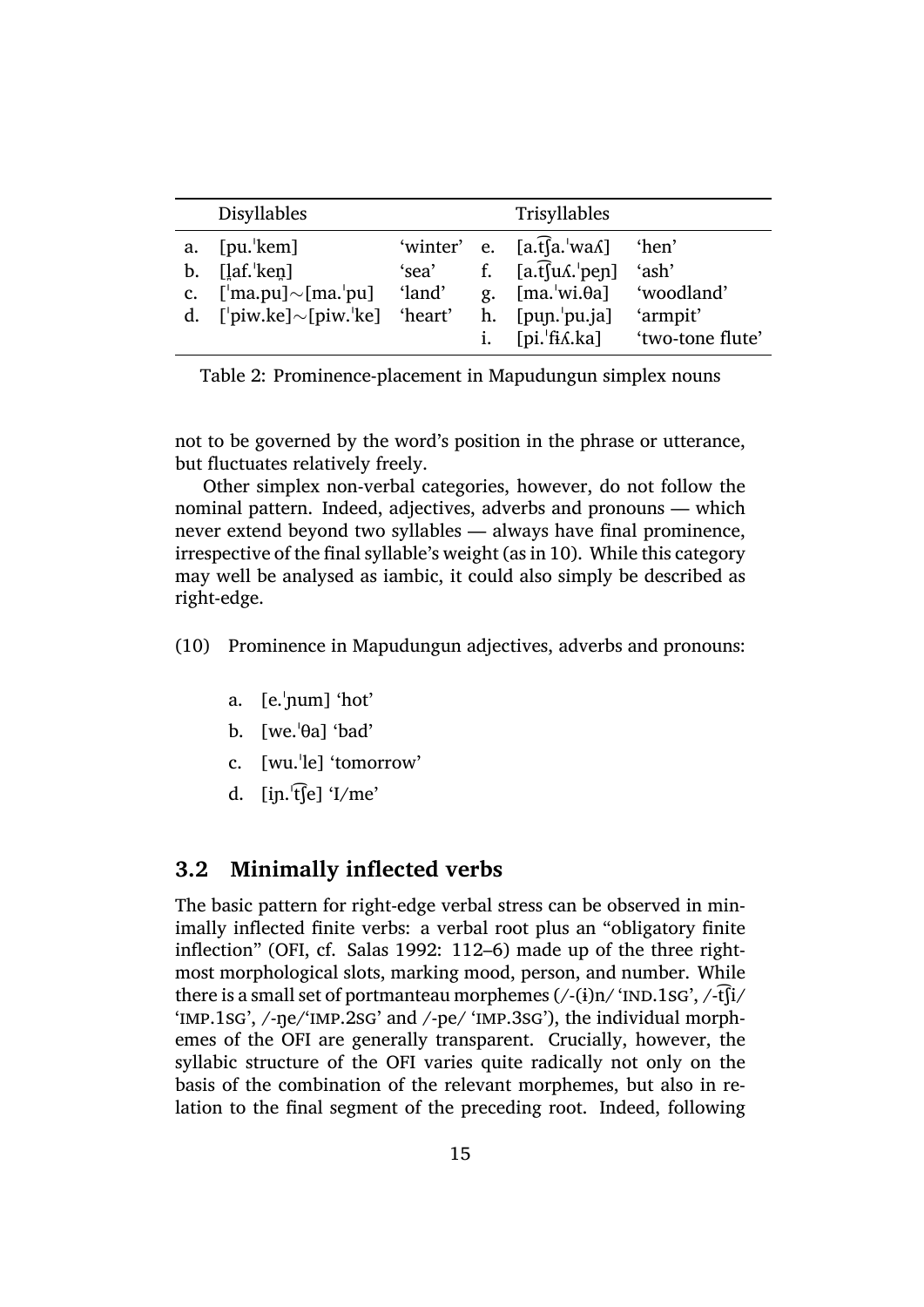| | Disyllables | | | Trisyllables | |
|---|---|---|---|---|---|
| a. | [pu.ˈkem] | 'winter' | e. | [a.t͡ʃa.ˈwaʎ] | 'hen' |
| b. | [l̪af.ˈken̪] | 'sea' | f. | [a.t͡ʃuʎ.ˈpeɲ] | 'ash' |
| c. | [ˈma.pu]∼[ma.ˈpu] | 'land' | g. | [ma.ˈwi.θa] | 'woodland' |
| d. | [ˈpiw.ke]∼[piw.ˈke] | 'heart' | h. | [puɲ.ˈpu.ja] | 'armpit' |
| | | | i. | [pi.ˈfɨʎ.ka] | 'two-tone flute' |

Table 2: Prominence-placement in Mapudungun simplex nouns

not to be governed by the word's position in the phrase or utterance, but fluctuates relatively freely.

Other simplex non-verbal categories, however, do not follow the nominal pattern. Indeed, adjectives, adverbs and pronouns — which never extend beyond two syllables — always have final prominence, irrespective of the final syllable's weight (as in 10). While this category may well be analysed as iambic, it could also simply be described as right-edge.

(10) Prominence in Mapudungun adjectives, adverbs and pronouns:

a. [e.ˈɲum] 'hot'

b. [we.ˈθa] 'bad'

c. [wu.ˈle] 'tomorrow'

d. [iɲ.ˈt͡ʃe] 'I/me'

## 3.2 Minimally inflected verbs

The basic pattern for right-edge verbal stress can be observed in minimally inflected finite verbs: a verbal root plus an "obligatory finite inflection" (OFI, cf. Salas 1992: 112–6) made up of the three rightmost morphological slots, marking mood, person, and number. While there is a small set of portmanteau morphemes (/-(ɨ)n/ 'IND.1SG', /-t͡ʃi/ 'IMP.1SG', /-ŋe/'IMP.2SG' and /-pe/ 'IMP.3SG'), the individual morphemes of the OFI are generally transparent. Crucially, however, the syllabic structure of the OFI varies quite radically not only on the basis of the combination of the relevant morphemes, but also in relation to the final segment of the preceding root. Indeed, following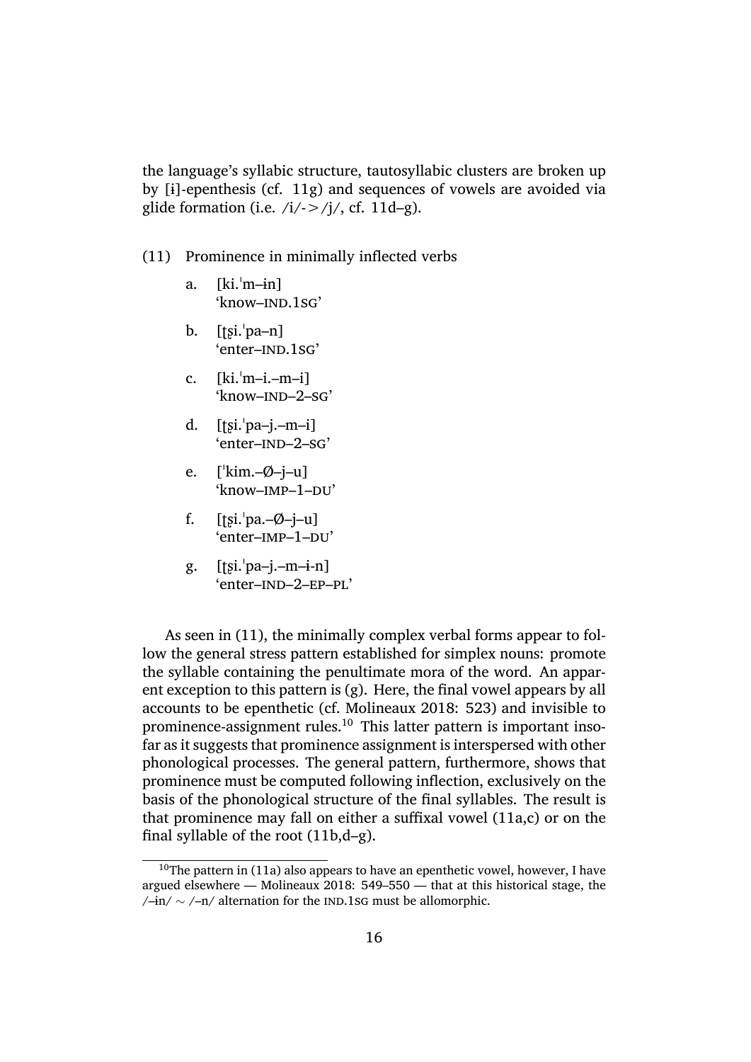the language's syllabic structure, tautosyllabic clusters are broken up by [ɨ]-epenthesis (cf. 11g) and sequences of vowels are avoided via glide formation (i.e. /i/->/j/, cf. 11d–g).

(11) Prominence in minimally inflected verbs

a. [ki.ˈm–ɨn]
'know–IND.1SG'

b. [ʈʂi.ˈpa–n]
'enter–IND.1SG'

c. [ki.ˈm–i.–m–i]
'know–IND–2–SG'

d. [ʈʂi.ˈpa–j.–m–i]
'enter–IND–2–SG'

e. [ˈkim.–Ø–j–u]
'know–IMP–1–DU'

f. [ʈʂi.ˈpa.–Ø–j–u]
'enter–IMP–1–DU'

g. [ʈʂi.ˈpa–j.–m–ɨ-n]
'enter–IND–2–EP–PL'

As seen in (11), the minimally complex verbal forms appear to follow the general stress pattern established for simplex nouns: promote the syllable containing the penultimate mora of the word. An apparent exception to this pattern is (g). Here, the final vowel appears by all accounts to be epenthetic (cf. Molineaux 2018: 523) and invisible to prominence-assignment rules.[10] This latter pattern is important insofar as it suggests that prominence assignment is interspersed with other phonological processes. The general pattern, furthermore, shows that prominence must be computed following inflection, exclusively on the basis of the phonological structure of the final syllables. The result is that prominence may fall on either a suffixal vowel (11a,c) or on the final syllable of the root (11b,d–g).

[10] The pattern in (11a) also appears to have an epenthetic vowel, however, I have argued elsewhere — Molineaux 2018: 549–550 — that at this historical stage, the /–ɨn/ ∼ /–n/ alternation for the IND.1SG must be allomorphic.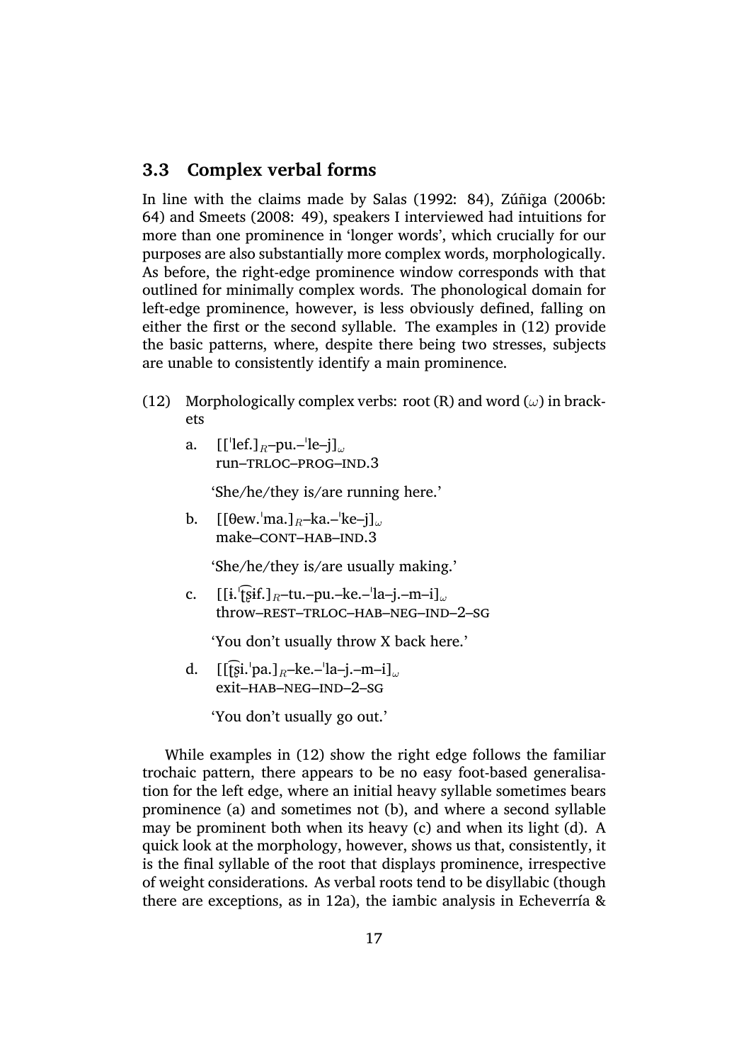## 3.3 Complex verbal forms

In line with the claims made by Salas (1992: 84), Zúñiga (2006b: 64) and Smeets (2008: 49), speakers I interviewed had intuitions for more than one prominence in 'longer words', which crucially for our purposes are also substantially more complex words, morphologically. As before, the right-edge prominence window corresponds with that outlined for minimally complex words. The phonological domain for left-edge prominence, however, is less obviously defined, falling on either the first or the second syllable. The examples in (12) provide the basic patterns, where, despite there being two stresses, subjects are unable to consistently identify a main prominence.

(12) Morphologically complex verbs: root (R) and word ($\omega$) in brackets

a. [[ˈlef.]$_R$–pu.–ˈle–j]$_\omega$
run–TRLOC–PROG–IND.3

'She/he/they is/are running here.'

b. [[θew.ˈma.]$_R$–ka.–ˈke–j]$_\omega$
make–CONT–HAB–IND.3

'She/he/they is/are usually making.'

c. [[ɨ.ˈt͡ʂɨf.]$_R$–tu.–pu.–ke.–ˈla–j.–m–i]$_\omega$
throw–REST–TRLOC–HAB–NEG–IND–2–SG

'You don't usually throw X back here.'

d. [[t͡ʂi.ˈpa.]$_R$–ke.–ˈla–j.–m–i]$_\omega$
exit–HAB–NEG–IND–2–SG

'You don't usually go out.'

While examples in (12) show the right edge follows the familiar trochaic pattern, there appears to be no easy foot-based generalisation for the left edge, where an initial heavy syllable sometimes bears prominence (a) and sometimes not (b), and where a second syllable may be prominent both when its heavy (c) and when its light (d). A quick look at the morphology, however, shows us that, consistently, it is the final syllable of the root that displays prominence, irrespective of weight considerations. As verbal roots tend to be disyllabic (though there are exceptions, as in 12a), the iambic analysis in Echeverría &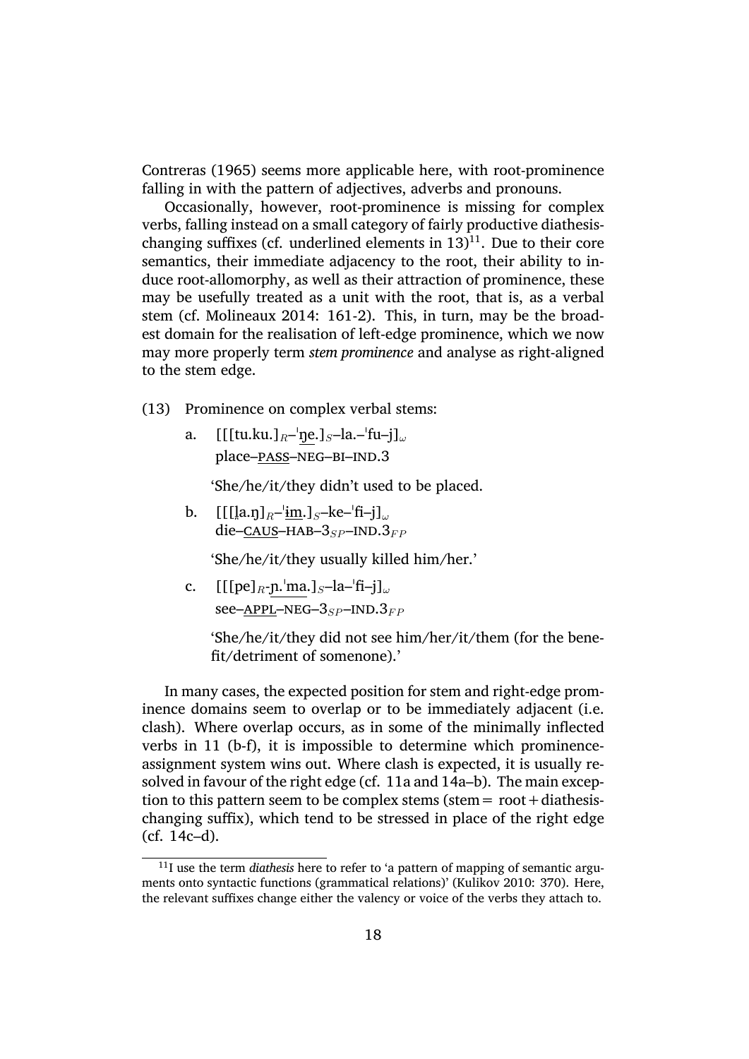Contreras (1965) seems more applicable here, with root-prominence falling in with the pattern of adjectives, adverbs and pronouns.

Occasionally, however, root-prominence is missing for complex verbs, falling instead on a small category of fairly productive diathesis-changing suffixes (cf. underlined elements in 13)[11]. Due to their core semantics, their immediate adjacency to the root, their ability to induce root-allomorphy, as well as their attraction of prominence, these may be usefully treated as a unit with the root, that is, as a verbal stem (cf. Molineaux 2014: 161-2). This, in turn, may be the broadest domain for the realisation of left-edge prominence, which we now may more properly term *stem prominence* and analyse as right-aligned to the stem edge.

(13) Prominence on complex verbal stems:

a. [[[tu.ku.]$_R$–ˈn̪e.]$_S$–la.–ˈfu–j]$_\omega$
   place–<u>PASS</u>–NEG–BI–IND.3

   'She/he/it/they didn't used to be placed.

b. [[[l̥a.ŋ]$_R$–ˈɨm.]$_S$–ke–ˈfi–j]$_\omega$
   die–<u>CAUS</u>–HAB–$3_{SP}$–IND.$3_{FP}$

   'She/he/it/they usually killed him/her.'

c. [[[pe]$_R$-ɲ.ˈma.]$_S$–la–ˈfi–j]$_\omega$
   see–<u>APPL</u>–NEG–$3_{SP}$–IND.$3_{FP}$

   'She/he/it/they did not see him/her/it/them (for the benefit/detriment of somenone).'

In many cases, the expected position for stem and right-edge prominence domains seem to overlap or to be immediately adjacent (i.e. clash). Where overlap occurs, as in some of the minimally inflected verbs in 11 (b-f), it is impossible to determine which prominence-assignment system wins out. Where clash is expected, it is usually resolved in favour of the right edge (cf. 11a and 14a–b). The main exception to this pattern seem to be complex stems (stem = root + diathesis-changing suffix), which tend to be stressed in place of the right edge (cf. 14c–d).

---

[11] I use the term *diathesis* here to refer to 'a pattern of mapping of semantic arguments onto syntactic functions (grammatical relations)' (Kulikov 2010: 370). Here, the relevant suffixes change either the valency or voice of the verbs they attach to.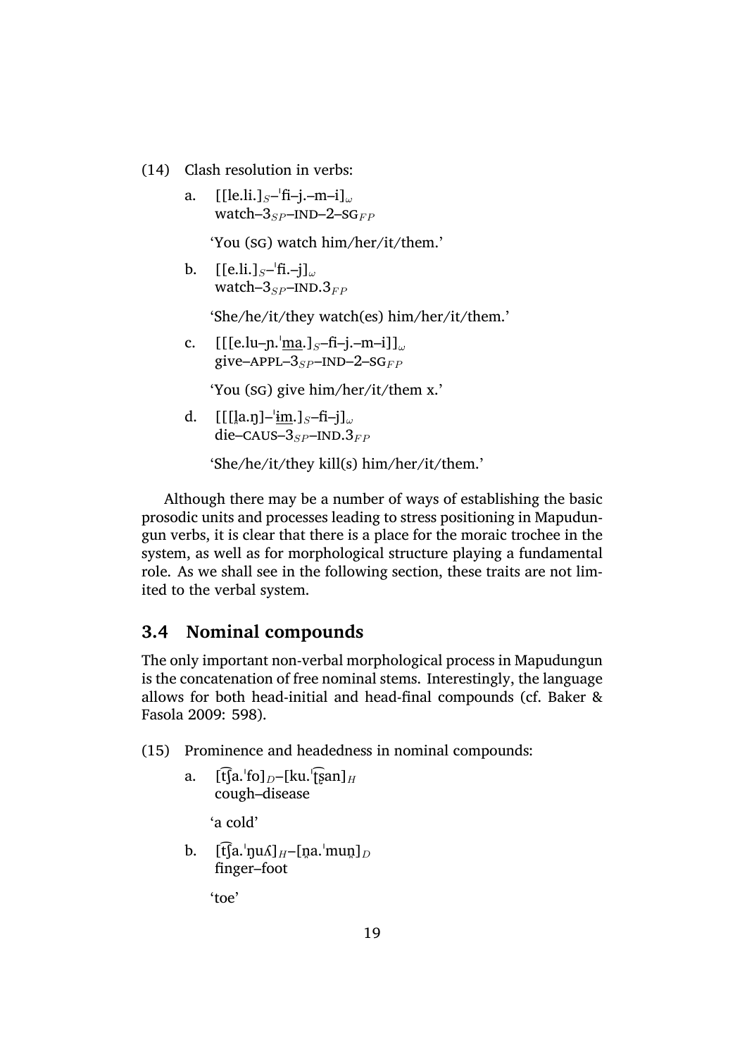(14) Clash resolution in verbs:

a. [[le.li.]$_S$–ˈfi–j.–m–i]$_\omega$
watch–3$_{SP}$–IND–2–SG$_{FP}$

'You (SG) watch him/her/it/them.'

b. [[e.li.]$_S$–ˈfi.–j]$_\omega$
watch–3$_{SP}$–IND.3$_{FP}$

'She/he/it/they watch(es) him/her/it/them.'

c. [[[e.lu–ɲ.ˈma̲.]$_S$–fi–j.–m–i]]$_\omega$
give–APPL–3$_{SP}$–IND–2–SG$_{FP}$

'You (SG) give him/her/it/them x.'

d. [[[l̪a.ŋ]–ˈɨm̲.]$_S$–fi–j]$_\omega$
die–CAUS–3$_{SP}$–IND.3$_{FP}$

'She/he/it/they kill(s) him/her/it/them.'

Although there may be a number of ways of establishing the basic prosodic units and processes leading to stress positioning in Mapudungun verbs, it is clear that there is a place for the moraic trochee in the system, as well as for morphological structure playing a fundamental role. As we shall see in the following section, these traits are not limited to the verbal system.

## 3.4 Nominal compounds

The only important non-verbal morphological process in Mapudungun is the concatenation of free nominal stems. Interestingly, the language allows for both head-initial and head-final compounds (cf. Baker & Fasola 2009: 598).

(15) Prominence and headedness in nominal compounds:

a. [t͡ʃa.ˈfo]$_D$–[ku.ˈt͡ʂan]$_H$
cough–disease

'a cold'

b. [t͡ʃa.ˈŋuʎ]$_H$–[n̪a.ˈmun̪]$_D$
finger–foot

'toe'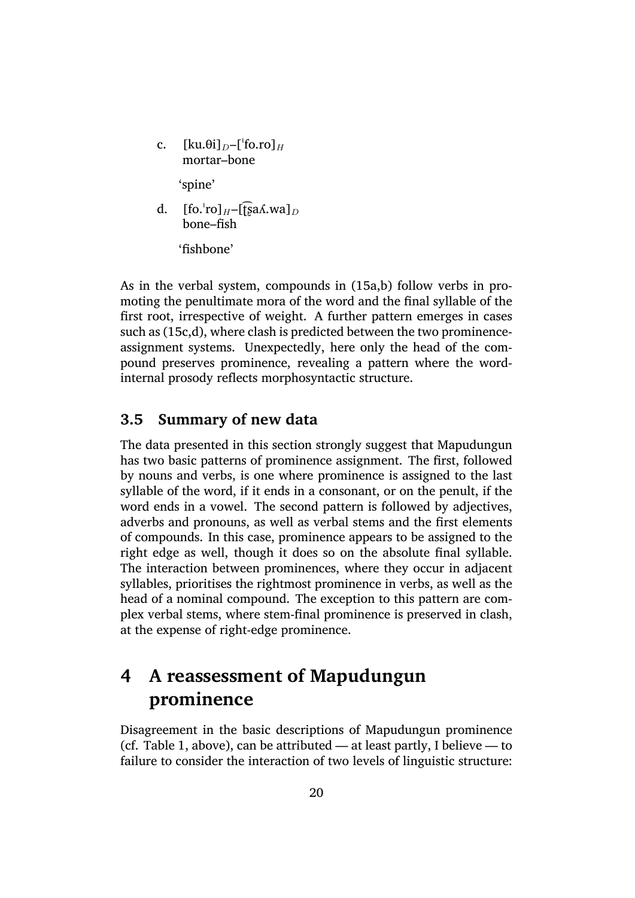c. [ku.θi]$_D$–[ˈfo.ro]$_H$
   mortar–bone

   'spine'

d. [fo.ˈro]$_H$–[t͡ʂaʎ.wa]$_D$
   bone–fish

   'fishbone'

As in the verbal system, compounds in (15a,b) follow verbs in promoting the penultimate mora of the word and the final syllable of the first root, irrespective of weight. A further pattern emerges in cases such as (15c,d), where clash is predicted between the two prominence-assignment systems. Unexpectedly, here only the head of the compound preserves prominence, revealing a pattern where the word-internal prosody reflects morphosyntactic structure.

## 3.5 Summary of new data

The data presented in this section strongly suggest that Mapudungun has two basic patterns of prominence assignment. The first, followed by nouns and verbs, is one where prominence is assigned to the last syllable of the word, if it ends in a consonant, or on the penult, if the word ends in a vowel. The second pattern is followed by adjectives, adverbs and pronouns, as well as verbal stems and the first elements of compounds. In this case, prominence appears to be assigned to the right edge as well, though it does so on the absolute final syllable. The interaction between prominences, where they occur in adjacent syllables, prioritises the rightmost prominence in verbs, as well as the head of a nominal compound. The exception to this pattern are complex verbal stems, where stem-final prominence is preserved in clash, at the expense of right-edge prominence.

# 4 A reassessment of Mapudungun prominence

Disagreement in the basic descriptions of Mapudungun prominence (cf. Table 1, above), can be attributed — at least partly, I believe — to failure to consider the interaction of two levels of linguistic structure: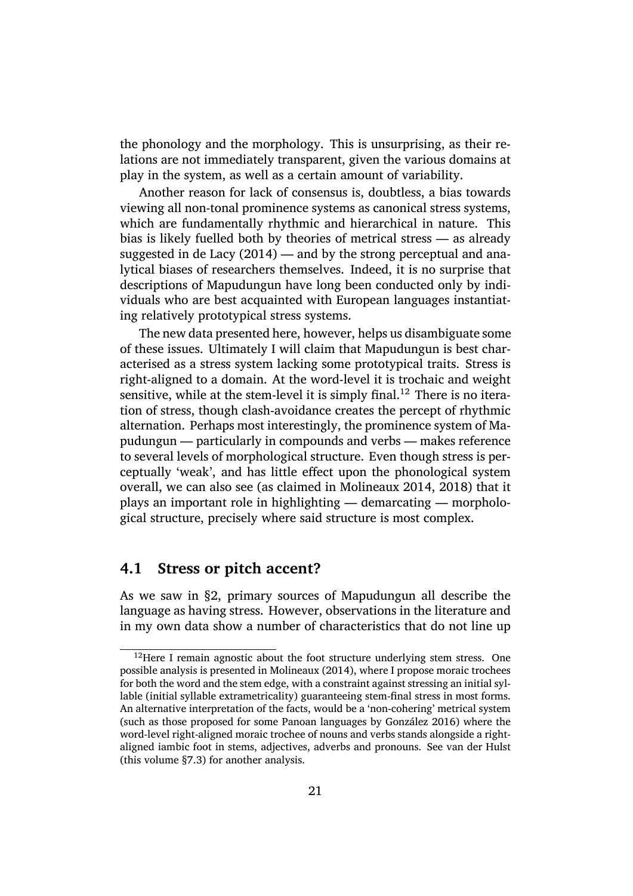the phonology and the morphology. This is unsurprising, as their relations are not immediately transparent, given the various domains at play in the system, as well as a certain amount of variability.

Another reason for lack of consensus is, doubtless, a bias towards viewing all non-tonal prominence systems as canonical stress systems, which are fundamentally rhythmic and hierarchical in nature. This bias is likely fuelled both by theories of metrical stress — as already suggested in de Lacy (2014) — and by the strong perceptual and analytical biases of researchers themselves. Indeed, it is no surprise that descriptions of Mapudungun have long been conducted only by individuals who are best acquainted with European languages instantiating relatively prototypical stress systems.

The new data presented here, however, helps us disambiguate some of these issues. Ultimately I will claim that Mapudungun is best characterised as a stress system lacking some prototypical traits. Stress is right-aligned to a domain. At the word-level it is trochaic and weight sensitive, while at the stem-level it is simply final.[12] There is no iteration of stress, though clash-avoidance creates the percept of rhythmic alternation. Perhaps most interestingly, the prominence system of Mapudungun — particularly in compounds and verbs — makes reference to several levels of morphological structure. Even though stress is perceptually 'weak', and has little effect upon the phonological system overall, we can also see (as claimed in Molineaux 2014, 2018) that it plays an important role in highlighting — demarcating — morphological structure, precisely where said structure is most complex.

## 4.1 Stress or pitch accent?

As we saw in §2, primary sources of Mapudungun all describe the language as having stress. However, observations in the literature and in my own data show a number of characteristics that do not line up

[12] Here I remain agnostic about the foot structure underlying stem stress. One possible analysis is presented in Molineaux (2014), where I propose moraic trochees for both the word and the stem edge, with a constraint against stressing an initial syllable (initial syllable extrametricality) guaranteeing stem-final stress in most forms. An alternative interpretation of the facts, would be a 'non-cohering' metrical system (such as those proposed for some Panoan languages by González 2016) where the word-level right-aligned moraic trochee of nouns and verbs stands alongside a right-aligned iambic foot in stems, adjectives, adverbs and pronouns. See van der Hulst (this volume §7.3) for another analysis.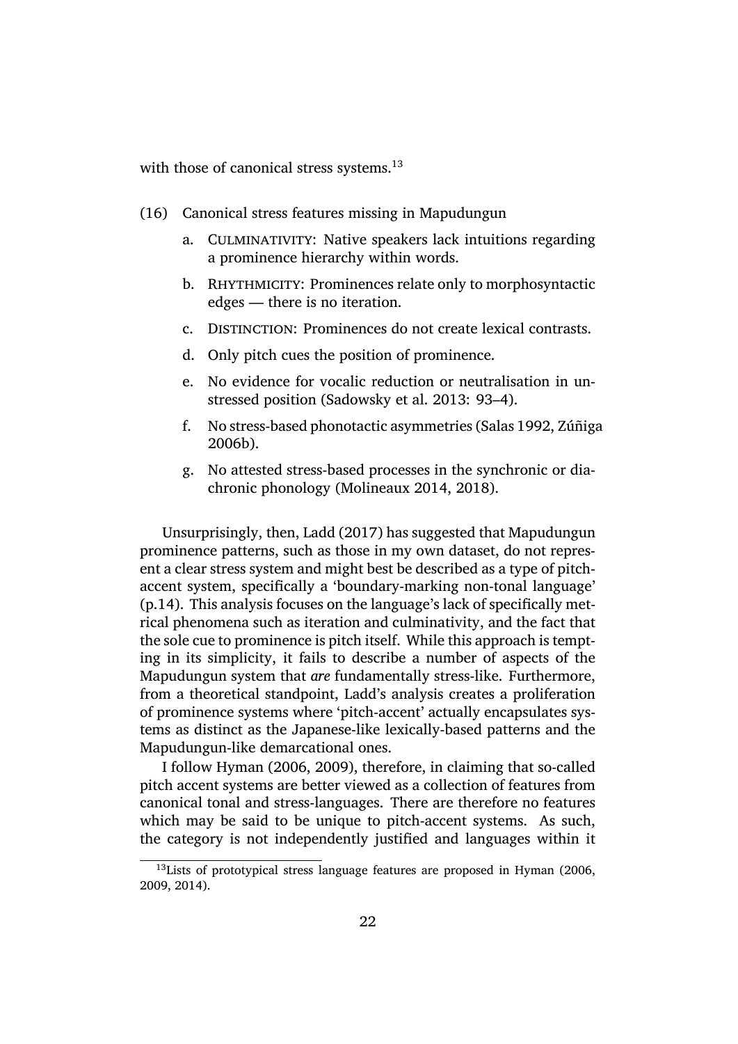with those of canonical stress systems.[13]

(16) Canonical stress features missing in Mapudungun

a. CULMINATIVITY: Native speakers lack intuitions regarding a prominence hierarchy within words.

b. RHYTHMICITY: Prominences relate only to morphosyntactic edges — there is no iteration.

c. DISTINCTION: Prominences do not create lexical contrasts.

d. Only pitch cues the position of prominence.

e. No evidence for vocalic reduction or neutralisation in unstressed position (Sadowsky et al. 2013: 93–4).

f. No stress-based phonotactic asymmetries (Salas 1992, Zúñiga 2006b).

g. No attested stress-based processes in the synchronic or diachronic phonology (Molineaux 2014, 2018).

Unsurprisingly, then, Ladd (2017) has suggested that Mapudungun prominence patterns, such as those in my own dataset, do not represent a clear stress system and might best be described as a type of pitch-accent system, specifically a 'boundary-marking non-tonal language' (p.14). This analysis focuses on the language's lack of specifically metrical phenomena such as iteration and culminativity, and the fact that the sole cue to prominence is pitch itself. While this approach is tempting in its simplicity, it fails to describe a number of aspects of the Mapudungun system that *are* fundamentally stress-like. Furthermore, from a theoretical standpoint, Ladd's analysis creates a proliferation of prominence systems where 'pitch-accent' actually encapsulates systems as distinct as the Japanese-like lexically-based patterns and the Mapudungun-like demarcational ones.

I follow Hyman (2006, 2009), therefore, in claiming that so-called pitch accent systems are better viewed as a collection of features from canonical tonal and stress-languages. There are therefore no features which may be said to be unique to pitch-accent systems. As such, the category is not independently justified and languages within it

[13] Lists of prototypical stress language features are proposed in Hyman (2006, 2009, 2014).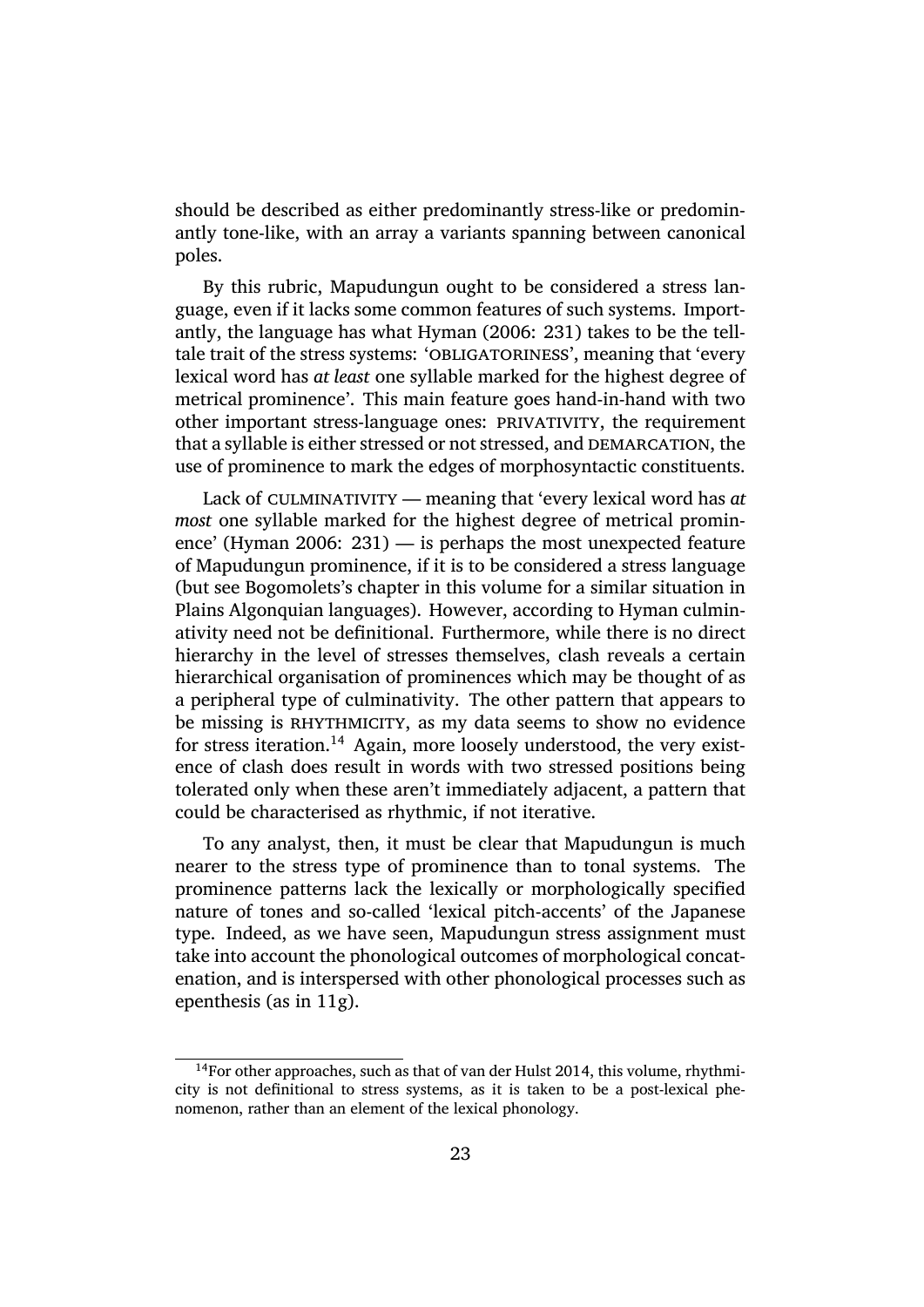should be described as either predominantly stress-like or predominantly tone-like, with an array a variants spanning between canonical poles.

By this rubric, Mapudungun ought to be considered a stress language, even if it lacks some common features of such systems. Importantly, the language has what Hyman (2006: 231) takes to be the telltale trait of the stress systems: 'OBLIGATORINESS', meaning that 'every lexical word has *at least* one syllable marked for the highest degree of metrical prominence'. This main feature goes hand-in-hand with two other important stress-language ones: PRIVATIVITY, the requirement that a syllable is either stressed or not stressed, and DEMARCATION, the use of prominence to mark the edges of morphosyntactic constituents.

Lack of CULMINATIVITY — meaning that 'every lexical word has *at most* one syllable marked for the highest degree of metrical prominence' (Hyman 2006: 231) — is perhaps the most unexpected feature of Mapudungun prominence, if it is to be considered a stress language (but see Bogomolets's chapter in this volume for a similar situation in Plains Algonquian languages). However, according to Hyman culminativity need not be definitional. Furthermore, while there is no direct hierarchy in the level of stresses themselves, clash reveals a certain hierarchical organisation of prominences which may be thought of as a peripheral type of culminativity. The other pattern that appears to be missing is RHYTHMICITY, as my data seems to show no evidence for stress iteration.[14] Again, more loosely understood, the very existence of clash does result in words with two stressed positions being tolerated only when these aren't immediately adjacent, a pattern that could be characterised as rhythmic, if not iterative.

To any analyst, then, it must be clear that Mapudungun is much nearer to the stress type of prominence than to tonal systems. The prominence patterns lack the lexically or morphologically specified nature of tones and so-called 'lexical pitch-accents' of the Japanese type. Indeed, as we have seen, Mapudungun stress assignment must take into account the phonological outcomes of morphological concatenation, and is interspersed with other phonological processes such as epenthesis (as in 11g).

[14]For other approaches, such as that of van der Hulst 2014, this volume, rhythmicity is not definitional to stress systems, as it is taken to be a post-lexical phenomenon, rather than an element of the lexical phonology.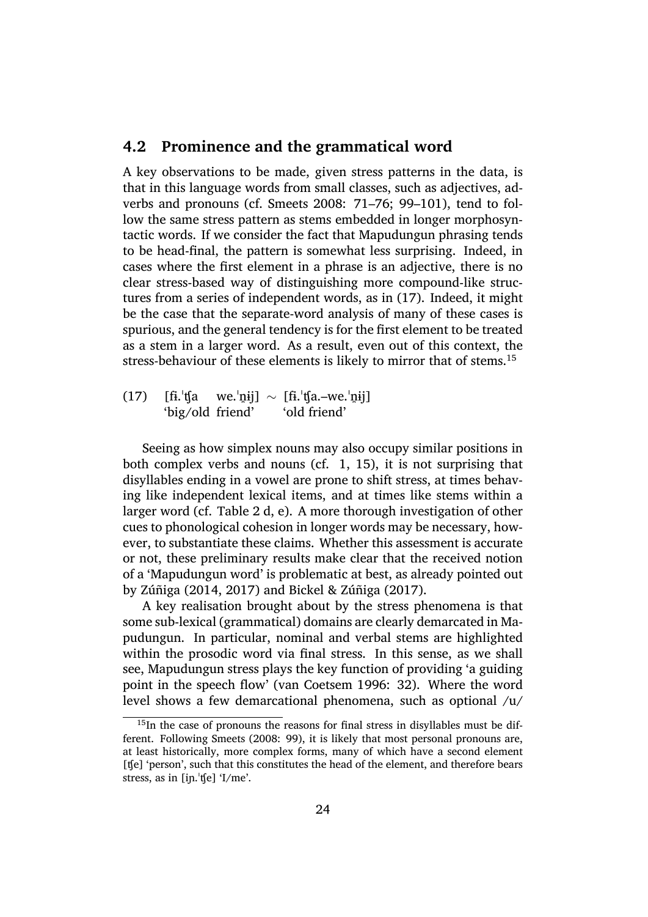## 4.2 Prominence and the grammatical word

A key observations to be made, given stress patterns in the data, is that in this language words from small classes, such as adjectives, adverbs and pronouns (cf. Smeets 2008: 71–76; 99–101), tend to follow the same stress pattern as stems embedded in longer morphosyntactic words. If we consider the fact that Mapudungun phrasing tends to be head-final, the pattern is somewhat less surprising. Indeed, in cases where the first element in a phrase is an adjective, there is no clear stress-based way of distinguishing more compound-like structures from a series of independent words, as in (17). Indeed, it might be the case that the separate-word analysis of many of these cases is spurious, and the general tendency is for the first element to be treated as a stem in a larger word. As a result, even out of this context, the stress-behaviour of these elements is likely to mirror that of stems.[15]

(17) [fɨ.ˈʧa we.ˈn̪ɨj] ∼ [fɨ.ˈʧa.–we.ˈn̪ɨj]
 'big/old friend' 'old friend'

Seeing as how simplex nouns may also occupy similar positions in both complex verbs and nouns (cf. 1, 15), it is not surprising that disyllables ending in a vowel are prone to shift stress, at times behaving like independent lexical items, and at times like stems within a larger word (cf. Table 2 d, e). A more thorough investigation of other cues to phonological cohesion in longer words may be necessary, however, to substantiate these claims. Whether this assessment is accurate or not, these preliminary results make clear that the received notion of a 'Mapudungun word' is problematic at best, as already pointed out by Zúñiga (2014, 2017) and Bickel & Zúñiga (2017).

A key realisation brought about by the stress phenomena is that some sub-lexical (grammatical) domains are clearly demarcated in Mapudungun. In particular, nominal and verbal stems are highlighted within the prosodic word via final stress. In this sense, as we shall see, Mapudungun stress plays the key function of providing 'a guiding point in the speech flow' (van Coetsem 1996: 32). Where the word level shows a few demarcational phenomena, such as optional /u/

[15] In the case of pronouns the reasons for final stress in disyllables must be different. Following Smeets (2008: 99), it is likely that most personal pronouns are, at least historically, more complex forms, many of which have a second element [ʧe] 'person', such that this constitutes the head of the element, and therefore bears stress, as in [iɲ.ˈʧe] 'I/me'.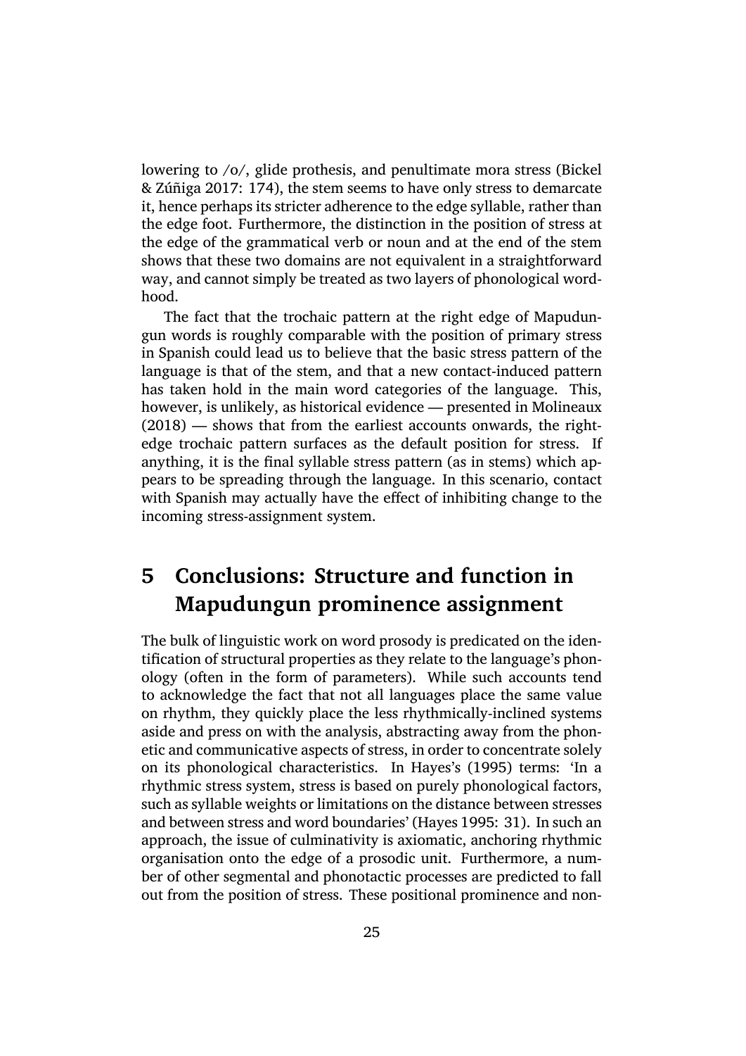lowering to /o/, glide prothesis, and penultimate mora stress (Bickel & Zúñiga 2017: 174), the stem seems to have only stress to demarcate it, hence perhaps its stricter adherence to the edge syllable, rather than the edge foot. Furthermore, the distinction in the position of stress at the edge of the grammatical verb or noun and at the end of the stem shows that these two domains are not equivalent in a straightforward way, and cannot simply be treated as two layers of phonological wordhood.

The fact that the trochaic pattern at the right edge of Mapudungun words is roughly comparable with the position of primary stress in Spanish could lead us to believe that the basic stress pattern of the language is that of the stem, and that a new contact-induced pattern has taken hold in the main word categories of the language. This, however, is unlikely, as historical evidence — presented in Molineaux (2018) — shows that from the earliest accounts onwards, the right-edge trochaic pattern surfaces as the default position for stress. If anything, it is the final syllable stress pattern (as in stems) which appears to be spreading through the language. In this scenario, contact with Spanish may actually have the effect of inhibiting change to the incoming stress-assignment system.

# 5 Conclusions: Structure and function in Mapudungun prominence assignment

The bulk of linguistic work on word prosody is predicated on the identification of structural properties as they relate to the language's phonology (often in the form of parameters). While such accounts tend to acknowledge the fact that not all languages place the same value on rhythm, they quickly place the less rhythmically-inclined systems aside and press on with the analysis, abstracting away from the phonetic and communicative aspects of stress, in order to concentrate solely on its phonological characteristics. In Hayes's (1995) terms: 'In a rhythmic stress system, stress is based on purely phonological factors, such as syllable weights or limitations on the distance between stresses and between stress and word boundaries' (Hayes 1995: 31). In such an approach, the issue of culminativity is axiomatic, anchoring rhythmic organisation onto the edge of a prosodic unit. Furthermore, a number of other segmental and phonotactic processes are predicted to fall out from the position of stress. These positional prominence and non-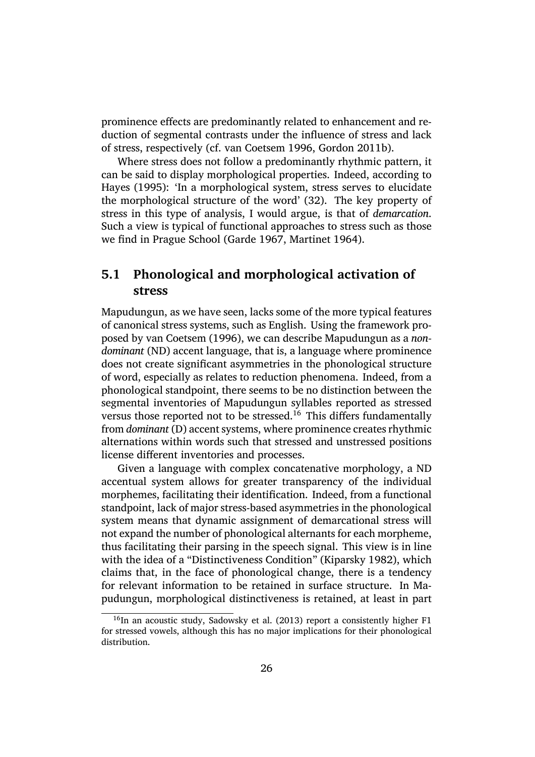prominence effects are predominantly related to enhancement and reduction of segmental contrasts under the influence of stress and lack of stress, respectively (cf. van Coetsem 1996, Gordon 2011b).

Where stress does not follow a predominantly rhythmic pattern, it can be said to display morphological properties. Indeed, according to Hayes (1995): 'In a morphological system, stress serves to elucidate the morphological structure of the word' (32). The key property of stress in this type of analysis, I would argue, is that of *demarcation*. Such a view is typical of functional approaches to stress such as those we find in Prague School (Garde 1967, Martinet 1964).

## 5.1 Phonological and morphological activation of stress

Mapudungun, as we have seen, lacks some of the more typical features of canonical stress systems, such as English. Using the framework proposed by van Coetsem (1996), we can describe Mapudungun as a *non-dominant* (ND) accent language, that is, a language where prominence does not create significant asymmetries in the phonological structure of word, especially as relates to reduction phenomena. Indeed, from a phonological standpoint, there seems to be no distinction between the segmental inventories of Mapudungun syllables reported as stressed versus those reported not to be stressed.[16] This differs fundamentally from *dominant* (D) accent systems, where prominence creates rhythmic alternations within words such that stressed and unstressed positions license different inventories and processes.

Given a language with complex concatenative morphology, a ND accentual system allows for greater transparency of the individual morphemes, facilitating their identification. Indeed, from a functional standpoint, lack of major stress-based asymmetries in the phonological system means that dynamic assignment of demarcational stress will not expand the number of phonological alternants for each morpheme, thus facilitating their parsing in the speech signal. This view is in line with the idea of a "Distinctiveness Condition" (Kiparsky 1982), which claims that, in the face of phonological change, there is a tendency for relevant information to be retained in surface structure. In Mapudungun, morphological distinctiveness is retained, at least in part

[16]In an acoustic study, Sadowsky et al. (2013) report a consistently higher F1 for stressed vowels, although this has no major implications for their phonological distribution.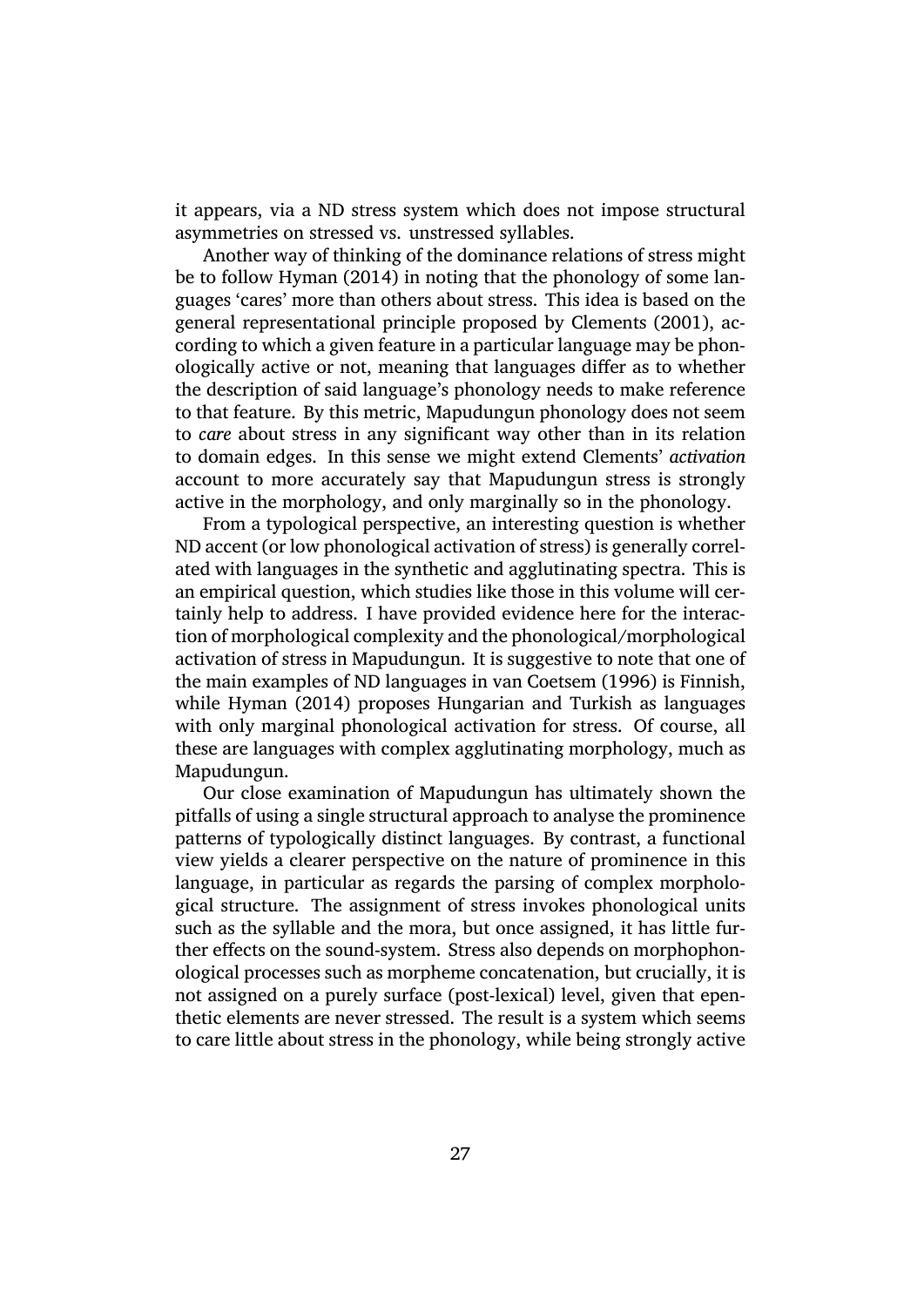it appears, via a ND stress system which does not impose structural asymmetries on stressed vs. unstressed syllables.

Another way of thinking of the dominance relations of stress might be to follow Hyman (2014) in noting that the phonology of some languages 'cares' more than others about stress. This idea is based on the general representational principle proposed by Clements (2001), according to which a given feature in a particular language may be phonologically active or not, meaning that languages differ as to whether the description of said language's phonology needs to make reference to that feature. By this metric, Mapudungun phonology does not seem to *care* about stress in any significant way other than in its relation to domain edges. In this sense we might extend Clements' ***activation*** account to more accurately say that Mapudungun stress is strongly active in the morphology, and only marginally so in the phonology.

From a typological perspective, an interesting question is whether ND accent (or low phonological activation of stress) is generally correlated with languages in the synthetic and agglutinating spectra. This is an empirical question, which studies like those in this volume will certainly help to address. I have provided evidence here for the interaction of morphological complexity and the phonological/morphological activation of stress in Mapudungun. It is suggestive to note that one of the main examples of ND languages in van Coetsem (1996) is Finnish, while Hyman (2014) proposes Hungarian and Turkish as languages with only marginal phonological activation for stress. Of course, all these are languages with complex agglutinating morphology, much as Mapudungun.

Our close examination of Mapudungun has ultimately shown the pitfalls of using a single structural approach to analyse the prominence patterns of typologically distinct languages. By contrast, a functional view yields a clearer perspective on the nature of prominence in this language, in particular as regards the parsing of complex morphological structure. The assignment of stress invokes phonological units such as the syllable and the mora, but once assigned, it has little further effects on the sound-system. Stress also depends on morphophonological processes such as morpheme concatenation, but crucially, it is not assigned on a purely surface (post-lexical) level, given that epenthetic elements are never stressed. The result is a system which seems to care little about stress in the phonology, while being strongly active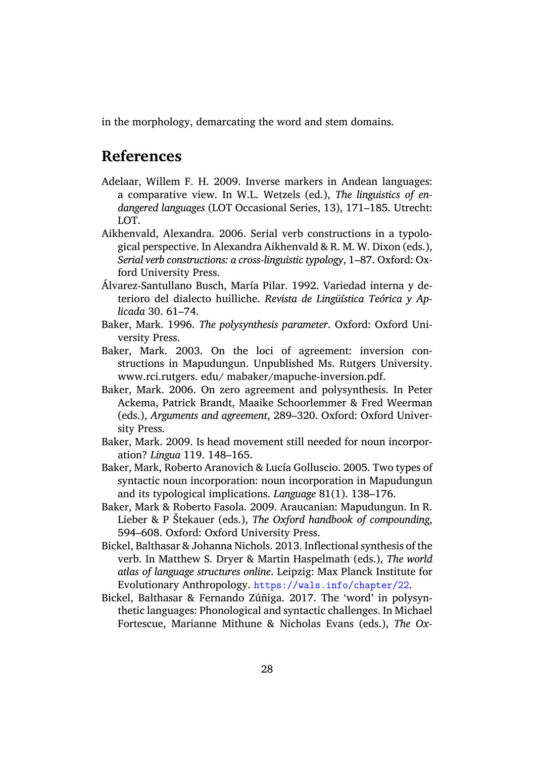in the morphology, demarcating the word and stem domains.

# References

Adelaar, Willem F. H. 2009. Inverse markers in Andean languages: a comparative view. In W.L. Wetzels (ed.), *The linguistics of endangered languages* (LOT Occasional Series, 13), 171–185. Utrecht: LOT.

Aikhenvald, Alexandra. 2006. Serial verb constructions in a typological perspective. In Alexandra Aikhenvald & R. M. W. Dixon (eds.), *Serial verb constructions: a cross-linguistic typology*, 1–87. Oxford: Oxford University Press.

Álvarez-Santullano Busch, María Pilar. 1992. Variedad interna y deterioro del dialecto huilliche. *Revista de Lingüística Teórica y Aplicada* 30. 61–74.

Baker, Mark. 1996. *The polysynthesis parameter*. Oxford: Oxford University Press.

Baker, Mark. 2003. On the loci of agreement: inversion constructions in Mapudungun. Unpublished Ms. Rutgers University. www.rci.rutgers. edu/ mabaker/mapuche-inversion.pdf.

Baker, Mark. 2006. On zero agreement and polysynthesis. In Peter Ackema, Patrick Brandt, Maaike Schoorlemmer & Fred Weerman (eds.), *Arguments and agreement*, 289–320. Oxford: Oxford University Press.

Baker, Mark. 2009. Is head movement still needed for noun incorporation? *Lingua* 119. 148–165.

Baker, Mark, Roberto Aranovich & Lucía Golluscio. 2005. Two types of syntactic noun incorporation: noun incorporation in Mapudungun and its typological implications. *Language* 81(1). 138–176.

Baker, Mark & Roberto Fasola. 2009. Araucanian: Mapudungun. In R. Lieber & P Štekauer (eds.), *The Oxford handbook of compounding*, 594–608. Oxford: Oxford University Press.

Bickel, Balthasar & Johanna Nichols. 2013. Inflectional synthesis of the verb. In Matthew S. Dryer & Martin Haspelmath (eds.), *The world atlas of language structures online*. Leipzig: Max Planck Institute for Evolutionary Anthropology. https://wals.info/chapter/22.

Bickel, Balthasar & Fernando Zúñiga. 2017. The 'word' in polysynthetic languages: Phonological and syntactic challenges. In Michael Fortescue, Marianne Mithune & Nicholas Evans (eds.), *The Ox-*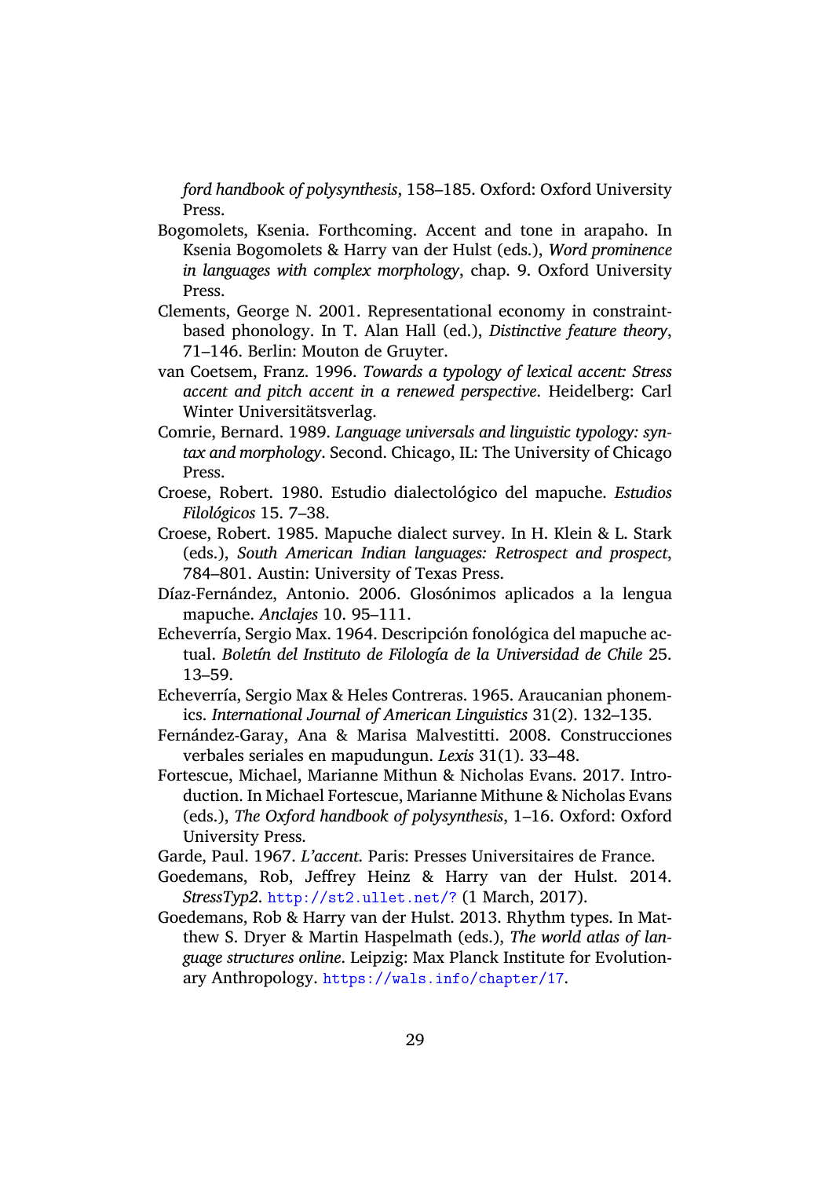*ford handbook of polysynthesis*, 158–185. Oxford: Oxford University Press.

Bogomolets, Ksenia. Forthcoming. Accent and tone in arapaho. In Ksenia Bogomolets & Harry van der Hulst (eds.), *Word prominence in languages with complex morphology*, chap. 9. Oxford University Press.

Clements, George N. 2001. Representational economy in constraint-based phonology. In T. Alan Hall (ed.), *Distinctive feature theory*, 71–146. Berlin: Mouton de Gruyter.

van Coetsem, Franz. 1996. *Towards a typology of lexical accent: Stress accent and pitch accent in a renewed perspective*. Heidelberg: Carl Winter Universitätsverlag.

Comrie, Bernard. 1989. *Language universals and linguistic typology: syntax and morphology*. Second. Chicago, IL: The University of Chicago Press.

Croese, Robert. 1980. Estudio dialectológico del mapuche. *Estudios Filológicos* 15. 7–38.

Croese, Robert. 1985. Mapuche dialect survey. In H. Klein & L. Stark (eds.), *South American Indian languages: Retrospect and prospect*, 784–801. Austin: University of Texas Press.

Díaz-Fernández, Antonio. 2006. Glosónimos aplicados a la lengua mapuche. *Anclajes* 10. 95–111.

Echeverría, Sergio Max. 1964. Descripción fonológica del mapuche actual. *Boletín del Instituto de Filología de la Universidad de Chile* 25. 13–59.

Echeverría, Sergio Max & Heles Contreras. 1965. Araucanian phonemics. *International Journal of American Linguistics* 31(2). 132–135.

Fernández-Garay, Ana & Marisa Malvestitti. 2008. Construcciones verbales seriales en mapudungun. *Lexis* 31(1). 33–48.

Fortescue, Michael, Marianne Mithun & Nicholas Evans. 2017. Introduction. In Michael Fortescue, Marianne Mithune & Nicholas Evans (eds.), *The Oxford handbook of polysynthesis*, 1–16. Oxford: Oxford University Press.

Garde, Paul. 1967. *L'accent*. Paris: Presses Universitaires de France.

Goedemans, Rob, Jeffrey Heinz & Harry van der Hulst. 2014. *StressTyp2*. http://st2.ullet.net/? (1 March, 2017).

Goedemans, Rob & Harry van der Hulst. 2013. Rhythm types. In Matthew S. Dryer & Martin Haspelmath (eds.), *The world atlas of language structures online*. Leipzig: Max Planck Institute for Evolutionary Anthropology. https://wals.info/chapter/17.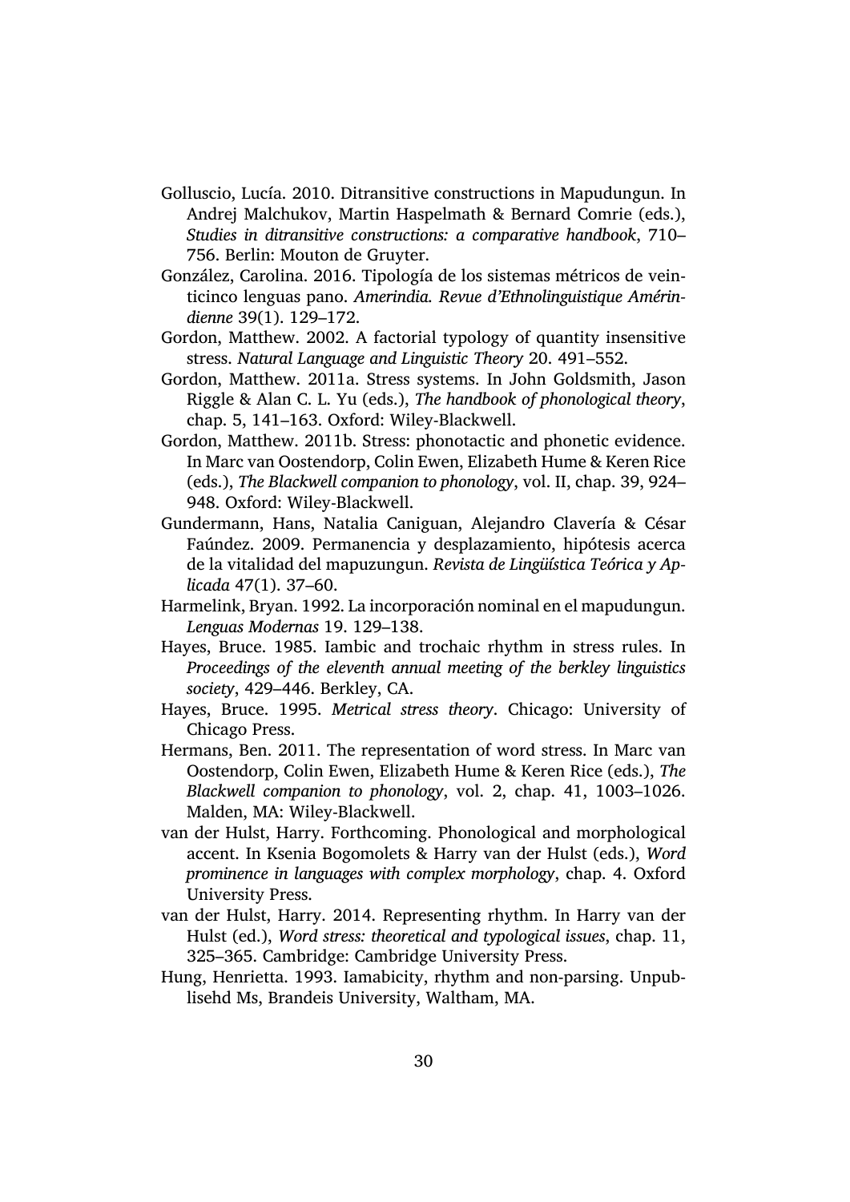Golluscio, Lucía. 2010. Ditransitive constructions in Mapudungun. In Andrej Malchukov, Martin Haspelmath & Bernard Comrie (eds.), *Studies in ditransitive constructions: a comparative handbook*, 710–756. Berlin: Mouton de Gruyter.

González, Carolina. 2016. Tipología de los sistemas métricos de veinticinco lenguas pano. *Amerindia. Revue d'Ethnolinguistique Amérindienne* 39(1). 129–172.

Gordon, Matthew. 2002. A factorial typology of quantity insensitive stress. *Natural Language and Linguistic Theory* 20. 491–552.

Gordon, Matthew. 2011a. Stress systems. In John Goldsmith, Jason Riggle & Alan C. L. Yu (eds.), *The handbook of phonological theory*, chap. 5, 141–163. Oxford: Wiley-Blackwell.

Gordon, Matthew. 2011b. Stress: phonotactic and phonetic evidence. In Marc van Oostendorp, Colin Ewen, Elizabeth Hume & Keren Rice (eds.), *The Blackwell companion to phonology*, vol. II, chap. 39, 924–948. Oxford: Wiley-Blackwell.

Gundermann, Hans, Natalia Caniguan, Alejandro Clavería & César Faúndez. 2009. Permanencia y desplazamiento, hipótesis acerca de la vitalidad del mapuzungun. *Revista de Lingüística Teórica y Aplicada* 47(1). 37–60.

Harmelink, Bryan. 1992. La incorporación nominal en el mapudungun. *Lenguas Modernas* 19. 129–138.

Hayes, Bruce. 1985. Iambic and trochaic rhythm in stress rules. In *Proceedings of the eleventh annual meeting of the berkley linguistics society*, 429–446. Berkley, CA.

Hayes, Bruce. 1995. *Metrical stress theory*. Chicago: University of Chicago Press.

Hermans, Ben. 2011. The representation of word stress. In Marc van Oostendorp, Colin Ewen, Elizabeth Hume & Keren Rice (eds.), *The Blackwell companion to phonology*, vol. 2, chap. 41, 1003–1026. Malden, MA: Wiley-Blackwell.

van der Hulst, Harry. Forthcoming. Phonological and morphological accent. In Ksenia Bogomolets & Harry van der Hulst (eds.), *Word prominence in languages with complex morphology*, chap. 4. Oxford University Press.

van der Hulst, Harry. 2014. Representing rhythm. In Harry van der Hulst (ed.), *Word stress: theoretical and typological issues*, chap. 11, 325–365. Cambridge: Cambridge University Press.

Hung, Henrietta. 1993. Iamabicity, rhythm and non-parsing. Unpublisehd Ms, Brandeis University, Waltham, MA.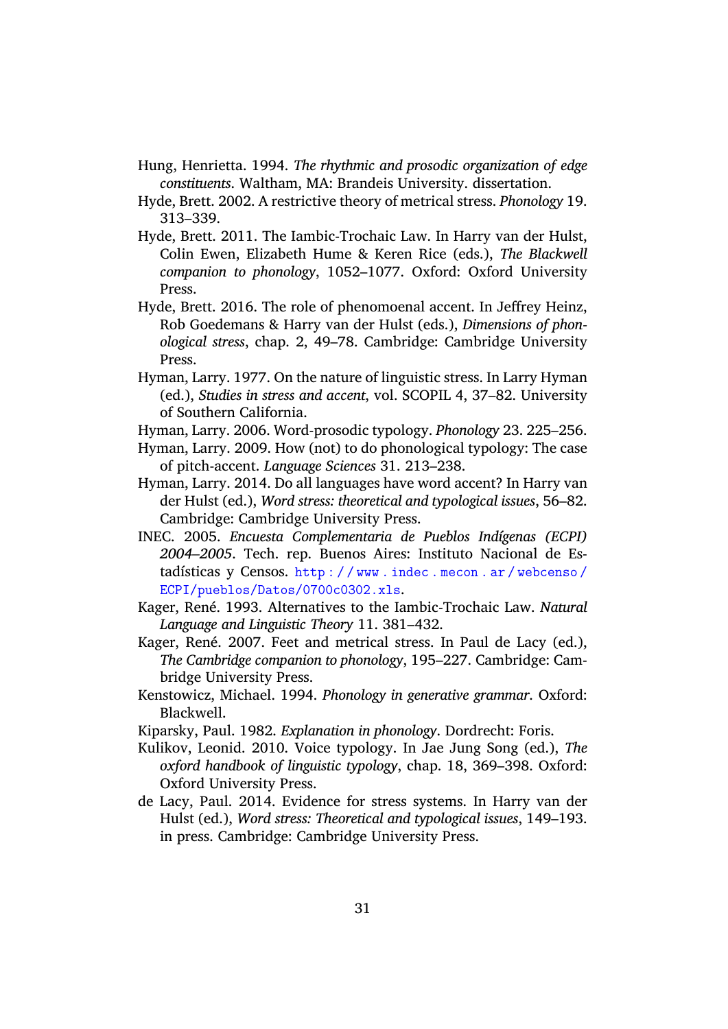Hung, Henrietta. 1994. *The rhythmic and prosodic organization of edge constituents*. Waltham, MA: Brandeis University. dissertation.

Hyde, Brett. 2002. A restrictive theory of metrical stress. *Phonology* 19. 313–339.

Hyde, Brett. 2011. The Iambic-Trochaic Law. In Harry van der Hulst, Colin Ewen, Elizabeth Hume & Keren Rice (eds.), *The Blackwell companion to phonology*, 1052–1077. Oxford: Oxford University Press.

Hyde, Brett. 2016. The role of phenomoenal accent. In Jeffrey Heinz, Rob Goedemans & Harry van der Hulst (eds.), *Dimensions of phonological stress*, chap. 2, 49–78. Cambridge: Cambridge University Press.

Hyman, Larry. 1977. On the nature of linguistic stress. In Larry Hyman (ed.), *Studies in stress and accent*, vol. SCOPIL 4, 37–82. University of Southern California.

Hyman, Larry. 2006. Word-prosodic typology. *Phonology* 23. 225–256.

Hyman, Larry. 2009. How (not) to do phonological typology: The case of pitch-accent. *Language Sciences* 31. 213–238.

Hyman, Larry. 2014. Do all languages have word accent? In Harry van der Hulst (ed.), *Word stress: theoretical and typological issues*, 56–82. Cambridge: Cambridge University Press.

INEC. 2005. *Encuesta Complementaria de Pueblos Indígenas (ECPI) 2004–2005*. Tech. rep. Buenos Aires: Instituto Nacional de Estadísticas y Censos. http://www.indec.mecon.ar/webcenso/ECPI/pueblos/Datos/0700c0302.xls.

Kager, René. 1993. Alternatives to the Iambic-Trochaic Law. *Natural Language and Linguistic Theory* 11. 381–432.

Kager, René. 2007. Feet and metrical stress. In Paul de Lacy (ed.), *The Cambridge companion to phonology*, 195–227. Cambridge: Cambridge University Press.

Kenstowicz, Michael. 1994. *Phonology in generative grammar*. Oxford: Blackwell.

Kiparsky, Paul. 1982. *Explanation in phonology*. Dordrecht: Foris.

Kulikov, Leonid. 2010. Voice typology. In Jae Jung Song (ed.), *The oxford handbook of linguistic typology*, chap. 18, 369–398. Oxford: Oxford University Press.

de Lacy, Paul. 2014. Evidence for stress systems. In Harry van der Hulst (ed.), *Word stress: Theoretical and typological issues*, 149–193. in press. Cambridge: Cambridge University Press.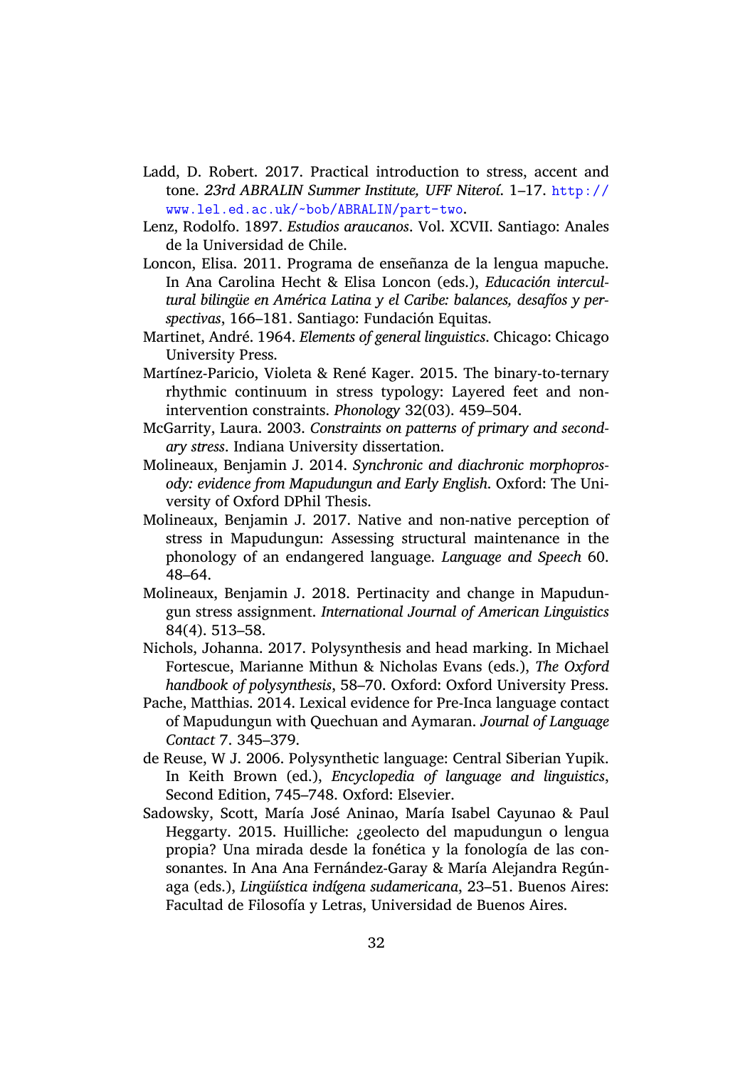Ladd, D. Robert. 2017. Practical introduction to stress, accent and tone. *23rd ABRALIN Summer Institute, UFF Niteroí*. 1–17. http://www.lel.ed.ac.uk/~bob/ABRALIN/part-two.

Lenz, Rodolfo. 1897. *Estudios araucanos*. Vol. XCVII. Santiago: Anales de la Universidad de Chile.

Loncon, Elisa. 2011. Programa de enseñanza de la lengua mapuche. In Ana Carolina Hecht & Elisa Loncon (eds.), *Educación intercultural bilingüe en América Latina y el Caribe: balances, desafíos y perspectivas*, 166–181. Santiago: Fundación Equitas.

Martinet, André. 1964. *Elements of general linguistics*. Chicago: Chicago University Press.

Martínez-Paricio, Violeta & René Kager. 2015. The binary-to-ternary rhythmic continuum in stress typology: Layered feet and non-intervention constraints. *Phonology* 32(03). 459–504.

McGarrity, Laura. 2003. *Constraints on patterns of primary and secondary stress*. Indiana University dissertation.

Molineaux, Benjamin J. 2014. *Synchronic and diachronic morphoprosody: evidence from Mapudungun and Early English*. Oxford: The University of Oxford DPhil Thesis.

Molineaux, Benjamin J. 2017. Native and non-native perception of stress in Mapudungun: Assessing structural maintenance in the phonology of an endangered language. *Language and Speech* 60. 48–64.

Molineaux, Benjamin J. 2018. Pertinacity and change in Mapudungun stress assignment. *International Journal of American Linguistics* 84(4). 513–58.

Nichols, Johanna. 2017. Polysynthesis and head marking. In Michael Fortescue, Marianne Mithun & Nicholas Evans (eds.), *The Oxford handbook of polysynthesis*, 58–70. Oxford: Oxford University Press.

Pache, Matthias. 2014. Lexical evidence for Pre-Inca language contact of Mapudungun with Quechuan and Aymaran. *Journal of Language Contact* 7. 345–379.

de Reuse, W J. 2006. Polysynthetic language: Central Siberian Yupik. In Keith Brown (ed.), *Encyclopedia of language and linguistics*, Second Edition, 745–748. Oxford: Elsevier.

Sadowsky, Scott, María José Aninao, María Isabel Cayunao & Paul Heggarty. 2015. Huilliche: ¿geolecto del mapudungun o lengua propia? Una mirada desde la fonética y la fonología de las consonantes. In Ana Ana Fernández-Garay & María Alejandra Regúnaga (eds.), *Lingüística indígena sudamericana*, 23–51. Buenos Aires: Facultad de Filosofía y Letras, Universidad de Buenos Aires.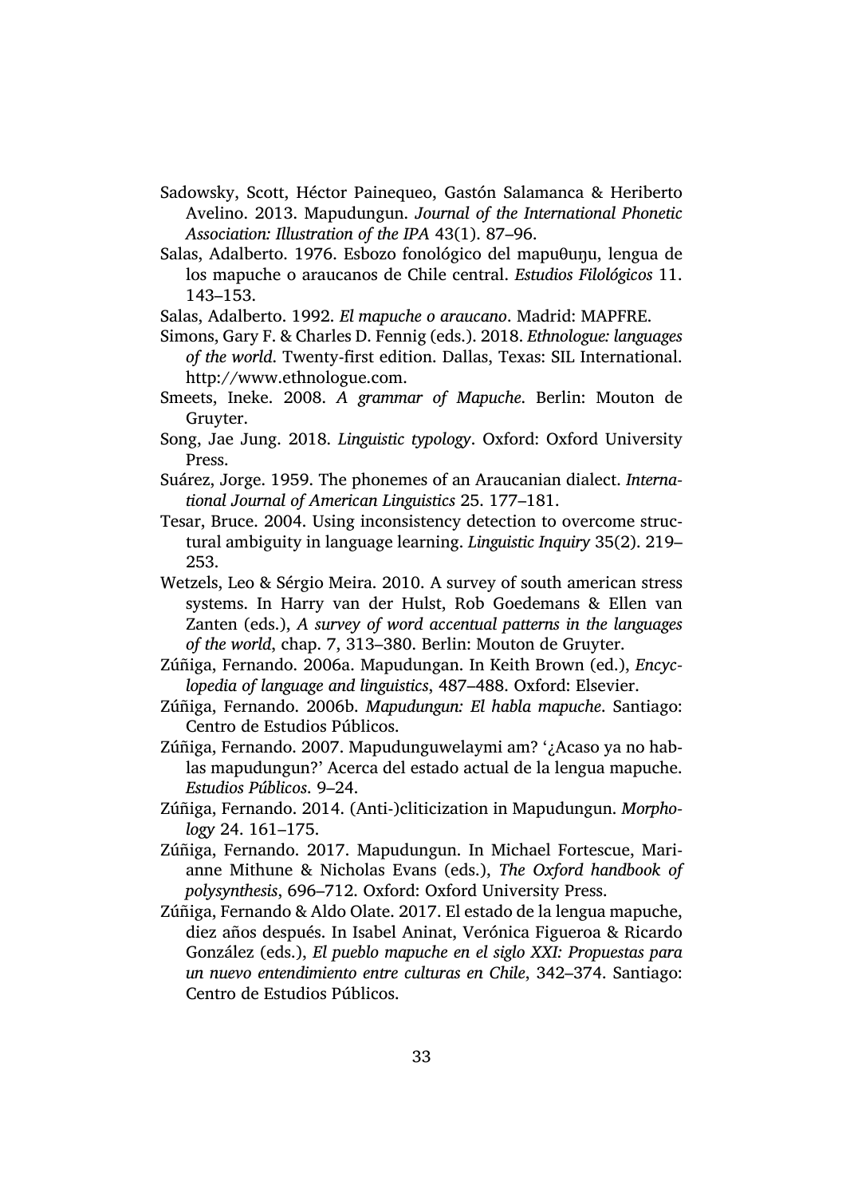Sadowsky, Scott, Héctor Painequeo, Gastón Salamanca & Heriberto Avelino. 2013. Mapudungun. *Journal of the International Phonetic Association: Illustration of the IPA* 43(1). 87–96.

Salas, Adalberto. 1976. Esbozo fonológico del mapuθuŋu, lengua de los mapuche o araucanos de Chile central. *Estudios Filológicos* 11. 143–153.

Salas, Adalberto. 1992. *El mapuche o araucano*. Madrid: MAPFRE.

Simons, Gary F. & Charles D. Fennig (eds.). 2018. *Ethnologue: languages of the world*. Twenty-first edition. Dallas, Texas: SIL International. http://www.ethnologue.com.

Smeets, Ineke. 2008. *A grammar of Mapuche*. Berlin: Mouton de Gruyter.

Song, Jae Jung. 2018. *Linguistic typology*. Oxford: Oxford University Press.

Suárez, Jorge. 1959. The phonemes of an Araucanian dialect. *International Journal of American Linguistics* 25. 177–181.

Tesar, Bruce. 2004. Using inconsistency detection to overcome structural ambiguity in language learning. *Linguistic Inquiry* 35(2). 219–253.

Wetzels, Leo & Sérgio Meira. 2010. A survey of south american stress systems. In Harry van der Hulst, Rob Goedemans & Ellen van Zanten (eds.), *A survey of word accentual patterns in the languages of the world*, chap. 7, 313–380. Berlin: Mouton de Gruyter.

Zúñiga, Fernando. 2006a. Mapudungan. In Keith Brown (ed.), *Encyclopedia of language and linguistics*, 487–488. Oxford: Elsevier.

Zúñiga, Fernando. 2006b. *Mapudungun: El habla mapuche*. Santiago: Centro de Estudios Públicos.

Zúñiga, Fernando. 2007. Mapudunguwelaymi am? '¿Acaso ya no hablas mapudungun?' Acerca del estado actual de la lengua mapuche. *Estudios Públicos*. 9–24.

Zúñiga, Fernando. 2014. (Anti-)cliticization in Mapudungun. *Morphology* 24. 161–175.

Zúñiga, Fernando. 2017. Mapudungun. In Michael Fortescue, Marianne Mithune & Nicholas Evans (eds.), *The Oxford handbook of polysynthesis*, 696–712. Oxford: Oxford University Press.

Zúñiga, Fernando & Aldo Olate. 2017. El estado de la lengua mapuche, diez años después. In Isabel Aninat, Verónica Figueroa & Ricardo González (eds.), *El pueblo mapuche en el siglo XXI: Propuestas para un nuevo entendimiento entre culturas en Chile*, 342–374. Santiago: Centro de Estudios Públicos.